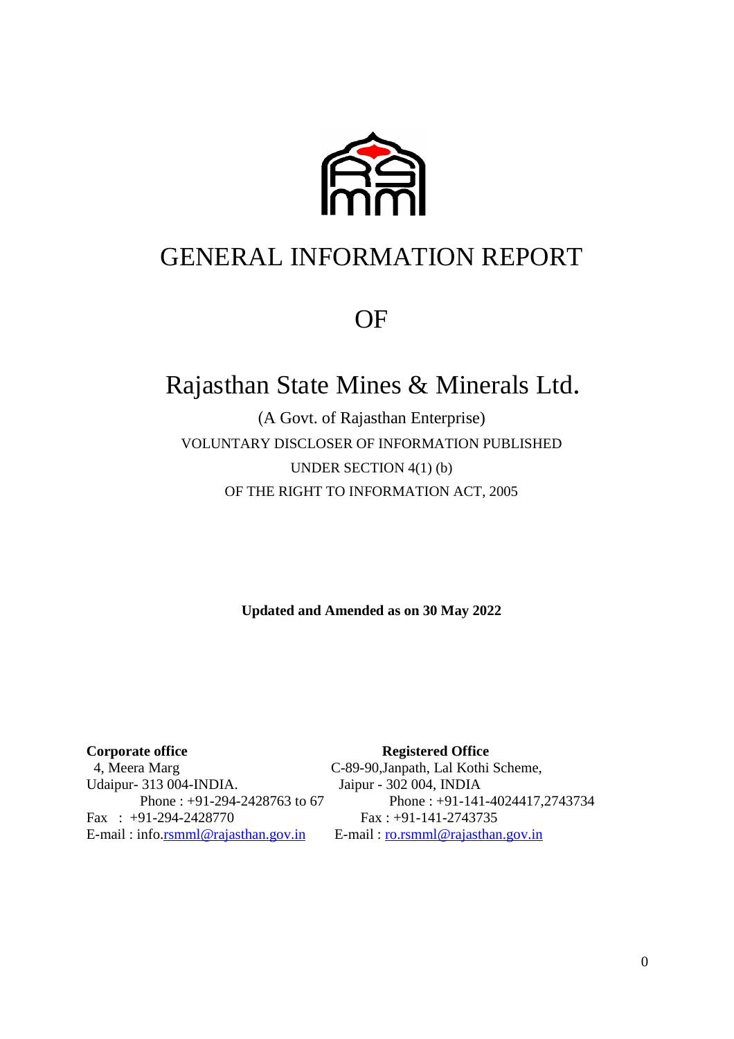# GENERAL INFORMATION REPORT

# OF

# Rajasthan State Mines & Minerals Ltd.

(A Govt. of Rajasthan Enterprise)

VOLUNTARY DISCLOSER OF INFORMATION PUBLISHED

UNDER SECTION 4(1) (b)

OF THE RIGHT TO INFORMATION ACT, 2005

**Updated and Amended as on 30 May 2022**

**Corporate office**
4, Meera Marg
Udaipur- 313 004-INDIA.
Phone : +91-294-2428763 to 67
Fax : +91-294-2428770
E-mail : info.rsmml@rajasthan.gov.in

**Registered Office**
C-89-90,Janpath, Lal Kothi Scheme,
Jaipur - 302 004, INDIA
Phone : +91-141-4024417,2743734
Fax : +91-141-2743735
E-mail : ro.rsmml@rajasthan.gov.in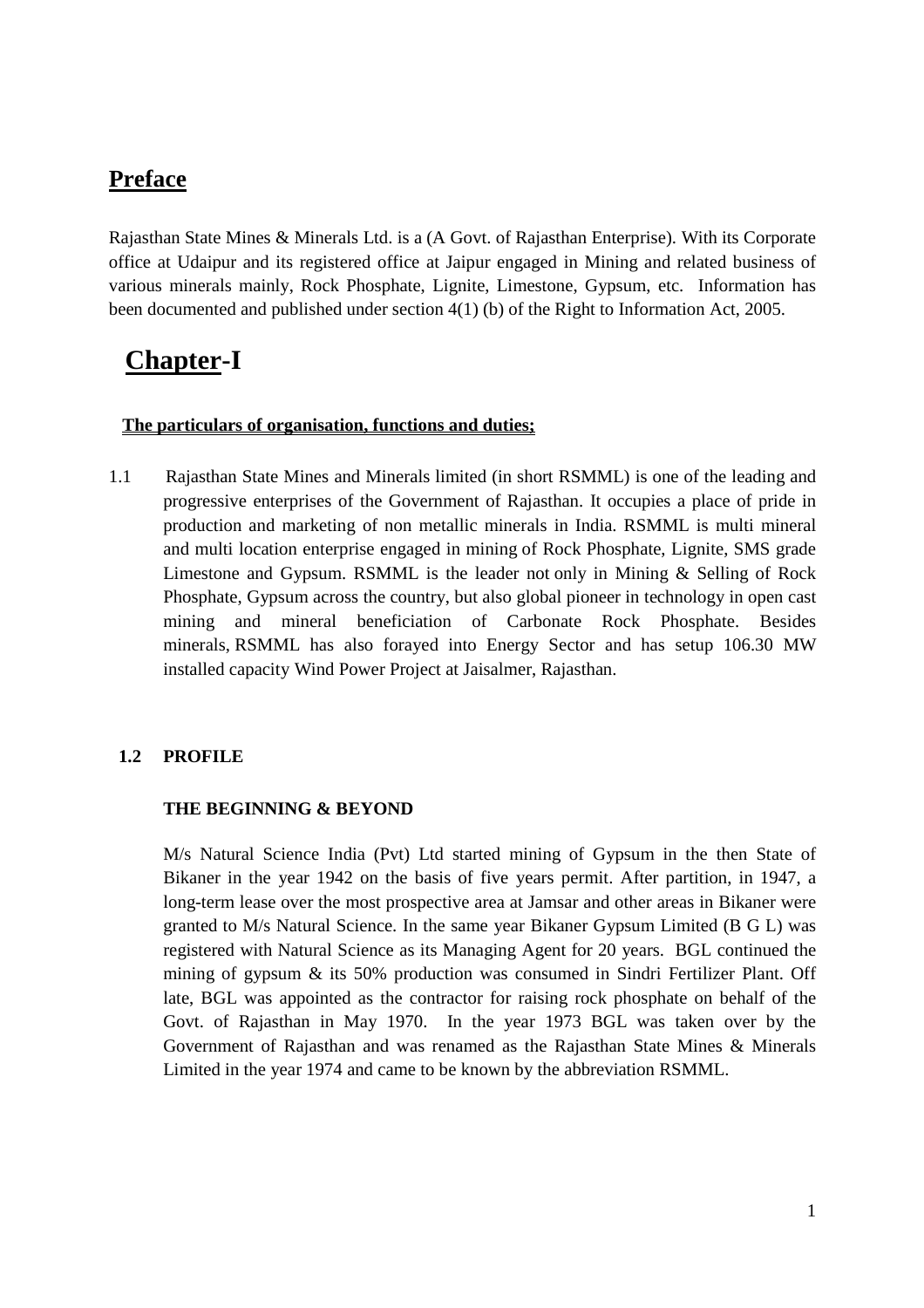# Preface

Rajasthan State Mines & Minerals Ltd. is a (A Govt. of Rajasthan Enterprise). With its Corporate office at Udaipur and its registered office at Jaipur engaged in Mining and related business of various minerals mainly, Rock Phosphate, Lignite, Limestone, Gypsum, etc. Information has been documented and published under section 4(1) (b) of the Right to Information Act, 2005.

# Chapter-I

## The particulars of organisation, functions and duties;

1.1 Rajasthan State Mines and Minerals limited (in short RSMML) is one of the leading and progressive enterprises of the Government of Rajasthan. It occupies a place of pride in production and marketing of non metallic minerals in India. RSMML is multi mineral and multi location enterprise engaged in mining of Rock Phosphate, Lignite, SMS grade Limestone and Gypsum. RSMML is the leader not only in Mining & Selling of Rock Phosphate, Gypsum across the country, but also global pioneer in technology in open cast mining and mineral beneficiation of Carbonate Rock Phosphate. Besides minerals, RSMML has also forayed into Energy Sector and has setup 106.30 MW installed capacity Wind Power Project at Jaisalmer, Rajasthan.

### 1.2 PROFILE

**THE BEGINNING & BEYOND**

M/s Natural Science India (Pvt) Ltd started mining of Gypsum in the then State of Bikaner in the year 1942 on the basis of five years permit. After partition, in 1947, a long-term lease over the most prospective area at Jamsar and other areas in Bikaner were granted to M/s Natural Science. In the same year Bikaner Gypsum Limited (B G L) was registered with Natural Science as its Managing Agent for 20 years. BGL continued the mining of gypsum & its 50% production was consumed in Sindri Fertilizer Plant. Off late, BGL was appointed as the contractor for raising rock phosphate on behalf of the Govt. of Rajasthan in May 1970. In the year 1973 BGL was taken over by the Government of Rajasthan and was renamed as the Rajasthan State Mines & Minerals Limited in the year 1974 and came to be known by the abbreviation RSMML.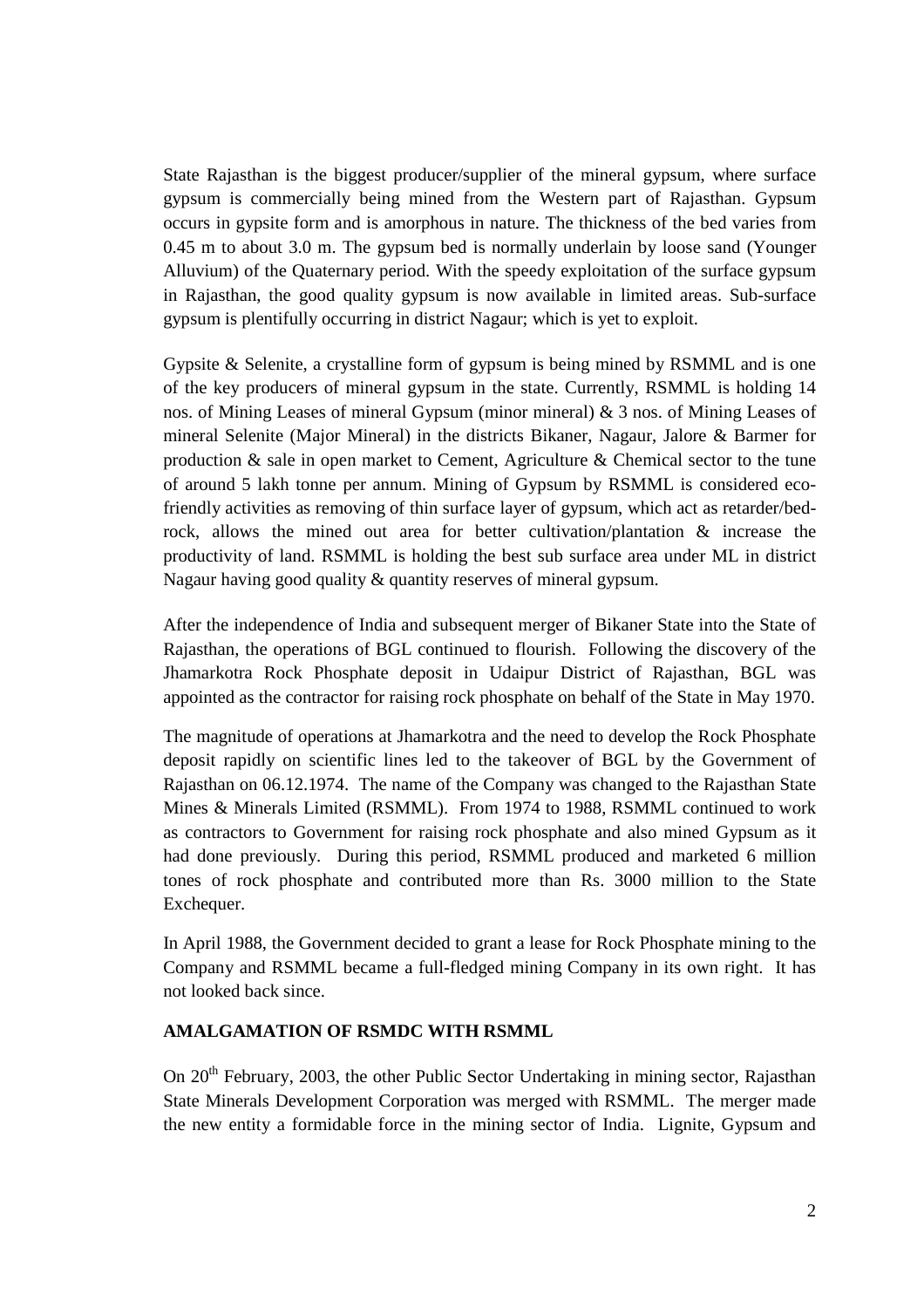State Rajasthan is the biggest producer/supplier of the mineral gypsum, where surface gypsum is commercially being mined from the Western part of Rajasthan. Gypsum occurs in gypsite form and is amorphous in nature. The thickness of the bed varies from 0.45 m to about 3.0 m. The gypsum bed is normally underlain by loose sand (Younger Alluvium) of the Quaternary period. With the speedy exploitation of the surface gypsum in Rajasthan, the good quality gypsum is now available in limited areas. Sub-surface gypsum is plentifully occurring in district Nagaur; which is yet to exploit.

Gypsite & Selenite, a crystalline form of gypsum is being mined by RSMML and is one of the key producers of mineral gypsum in the state. Currently, RSMML is holding 14 nos. of Mining Leases of mineral Gypsum (minor mineral) & 3 nos. of Mining Leases of mineral Selenite (Major Mineral) in the districts Bikaner, Nagaur, Jalore & Barmer for production & sale in open market to Cement, Agriculture & Chemical sector to the tune of around 5 lakh tonne per annum. Mining of Gypsum by RSMML is considered eco-friendly activities as removing of thin surface layer of gypsum, which act as retarder/bed-rock, allows the mined out area for better cultivation/plantation & increase the productivity of land. RSMML is holding the best sub surface area under ML in district Nagaur having good quality & quantity reserves of mineral gypsum.

After the independence of India and subsequent merger of Bikaner State into the State of Rajasthan, the operations of BGL continued to flourish. Following the discovery of the Jhamarkotra Rock Phosphate deposit in Udaipur District of Rajasthan, BGL was appointed as the contractor for raising rock phosphate on behalf of the State in May 1970.

The magnitude of operations at Jhamarkotra and the need to develop the Rock Phosphate deposit rapidly on scientific lines led to the takeover of BGL by the Government of Rajasthan on 06.12.1974. The name of the Company was changed to the Rajasthan State Mines & Minerals Limited (RSMML). From 1974 to 1988, RSMML continued to work as contractors to Government for raising rock phosphate and also mined Gypsum as it had done previously. During this period, RSMML produced and marketed 6 million tones of rock phosphate and contributed more than Rs. 3000 million to the State Exchequer.

In April 1988, the Government decided to grant a lease for Rock Phosphate mining to the Company and RSMML became a full-fledged mining Company in its own right. It has not looked back since.

**AMALGAMATION OF RSMDC WITH RSMML**

On 20th February, 2003, the other Public Sector Undertaking in mining sector, Rajasthan State Minerals Development Corporation was merged with RSMML. The merger made the new entity a formidable force in the mining sector of India. Lignite, Gypsum and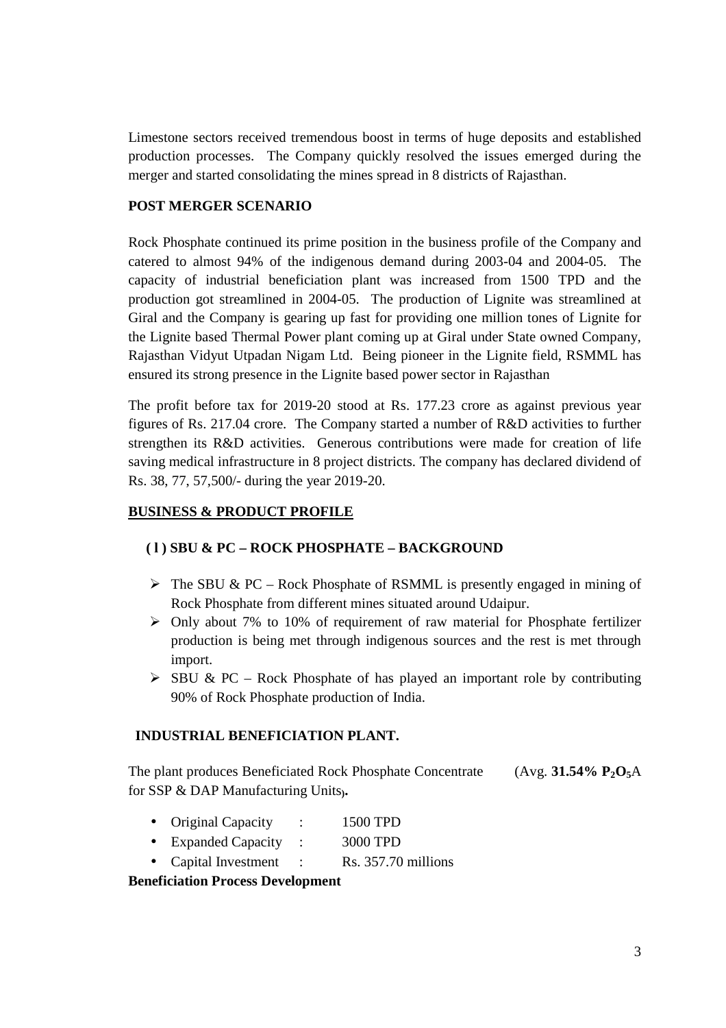Limestone sectors received tremendous boost in terms of huge deposits and established production processes. The Company quickly resolved the issues emerged during the merger and started consolidating the mines spread in 8 districts of Rajasthan.

**POST MERGER SCENARIO**

Rock Phosphate continued its prime position in the business profile of the Company and catered to almost 94% of the indigenous demand during 2003-04 and 2004-05. The capacity of industrial beneficiation plant was increased from 1500 TPD and the production got streamlined in 2004-05. The production of Lignite was streamlined at Giral and the Company is gearing up fast for providing one million tones of Lignite for the Lignite based Thermal Power plant coming up at Giral under State owned Company, Rajasthan Vidyut Utpadan Nigam Ltd. Being pioneer in the Lignite field, RSMML has ensured its strong presence in the Lignite based power sector in Rajasthan

The profit before tax for 2019-20 stood at Rs. 177.23 crore as against previous year figures of Rs. 217.04 crore. The Company started a number of R&D activities to further strengthen its R&D activities. Generous contributions were made for creation of life saving medical infrastructure in 8 project districts. The company has declared dividend of Rs. 38, 77, 57,500/- during the year 2019-20.

**BUSINESS & PRODUCT PROFILE**

**( I ) SBU & PC – ROCK PHOSPHATE – BACKGROUND**

- The SBU & PC – Rock Phosphate of RSMML is presently engaged in mining of Rock Phosphate from different mines situated around Udaipur.
- Only about 7% to 10% of requirement of raw material for Phosphate fertilizer production is being met through indigenous sources and the rest is met through import.
- SBU & PC – Rock Phosphate of has played an important role by contributing 90% of Rock Phosphate production of India.

**INDUSTRIAL BENEFICIATION PLANT.**

The plant produces Beneficiated Rock Phosphate Concentrate (Avg. **31.54%** $P_2O_5$A for SSP & DAP Manufacturing Units**).**

- Original Capacity : 1500 TPD
- Expanded Capacity : 3000 TPD
- Capital Investment : Rs. 357.70 millions

**Beneficiation Process Development**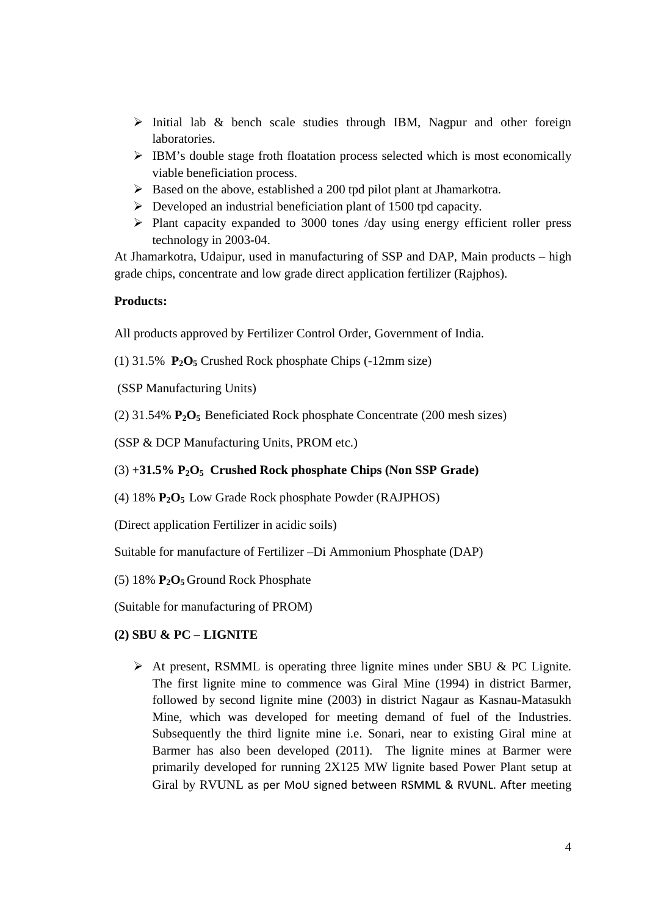- Initial lab & bench scale studies through IBM, Nagpur and other foreign laboratories.
- IBM's double stage froth floatation process selected which is most economically viable beneficiation process.
- Based on the above, established a 200 tpd pilot plant at Jhamarkotra.
- Developed an industrial beneficiation plant of 1500 tpd capacity.
- Plant capacity expanded to 3000 tones /day using energy efficient roller press technology in 2003-04.

At Jhamarkotra, Udaipur, used in manufacturing of SSP and DAP, Main products – high grade chips, concentrate and low grade direct application fertilizer (Rajphos).

**Products:**

All products approved by Fertilizer Control Order, Government of India.

(1) 31.5% $\mathbf{P_2O_5}$ Crushed Rock phosphate Chips (-12mm size)

(SSP Manufacturing Units)

(2) 31.54% $\mathbf{P_2O_5}$ Beneficiated Rock phosphate Concentrate (200 mesh sizes)

(SSP & DCP Manufacturing Units, PROM etc.)

(3) **+31.5% $\mathbf{P_2O_5}$ Crushed Rock phosphate Chips (Non SSP Grade)**

(4) 18% $\mathbf{P_2O_5}$ Low Grade Rock phosphate Powder (RAJPHOS)

(Direct application Fertilizer in acidic soils)

Suitable for manufacture of Fertilizer –Di Ammonium Phosphate (DAP)

(5) 18% $\mathbf{P_2O_5}$ Ground Rock Phosphate

(Suitable for manufacturing of PROM)

**(2) SBU & PC – LIGNITE**

- At present, RSMML is operating three lignite mines under SBU & PC Lignite. The first lignite mine to commence was Giral Mine (1994) in district Barmer, followed by second lignite mine (2003) in district Nagaur as Kasnau-Matasukh Mine, which was developed for meeting demand of fuel of the Industries. Subsequently the third lignite mine i.e. Sonari, near to existing Giral mine at Barmer has also been developed (2011). The lignite mines at Barmer were primarily developed for running 2X125 MW lignite based Power Plant setup at Giral by RVUNL as per MoU signed between RSMML & RVUNL. After meeting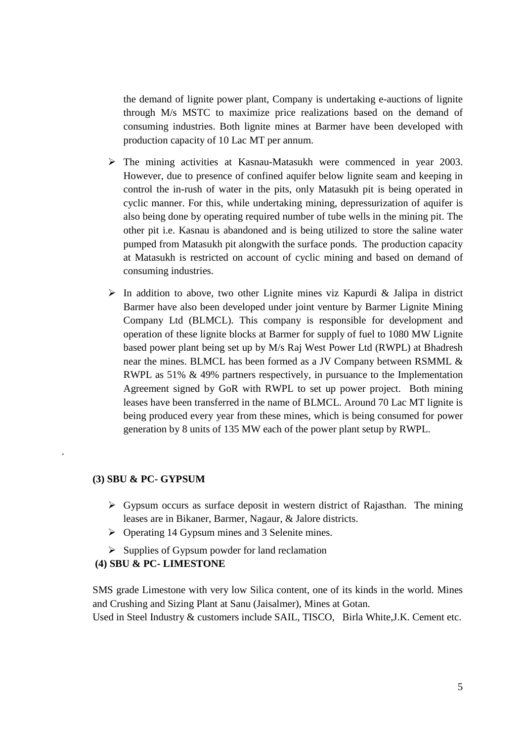the demand of lignite power plant, Company is undertaking e-auctions of lignite through M/s MSTC to maximize price realizations based on the demand of consuming industries. Both lignite mines at Barmer have been developed with production capacity of 10 Lac MT per annum.

- The mining activities at Kasnau-Matasukh were commenced in year 2003. However, due to presence of confined aquifer below lignite seam and keeping in control the in-rush of water in the pits, only Matasukh pit is being operated in cyclic manner. For this, while undertaking mining, depressurization of aquifer is also being done by operating required number of tube wells in the mining pit. The other pit i.e. Kasnau is abandoned and is being utilized to store the saline water pumped from Matasukh pit alongwith the surface ponds. The production capacity at Matasukh is restricted on account of cyclic mining and based on demand of consuming industries.
- In addition to above, two other Lignite mines viz Kapurdi & Jalipa in district Barmer have also been developed under joint venture by Barmer Lignite Mining Company Ltd (BLMCL). This company is responsible for development and operation of these lignite blocks at Barmer for supply of fuel to 1080 MW Lignite based power plant being set up by M/s Raj West Power Ltd (RWPL) at Bhadresh near the mines. BLMCL has been formed as a JV Company between RSMML & RWPL as 51% & 49% partners respectively, in pursuance to the Implementation Agreement signed by GoR with RWPL to set up power project. Both mining leases have been transferred in the name of BLMCL. Around 70 Lac MT lignite is being produced every year from these mines, which is being consumed for power generation by 8 units of 135 MW each of the power plant setup by RWPL.

.

**(3) SBU & PC- GYPSUM**

- Gypsum occurs as surface deposit in western district of Rajasthan. The mining leases are in Bikaner, Barmer, Nagaur, & Jalore districts.
- Operating 14 Gypsum mines and 3 Selenite mines.
- Supplies of Gypsum powder for land reclamation

**(4) SBU & PC- LIMESTONE**

SMS grade Limestone with very low Silica content, one of its kinds in the world. Mines and Crushing and Sizing Plant at Sanu (Jaisalmer), Mines at Gotan.
Used in Steel Industry & customers include SAIL, TISCO, Birla White,J.K. Cement etc.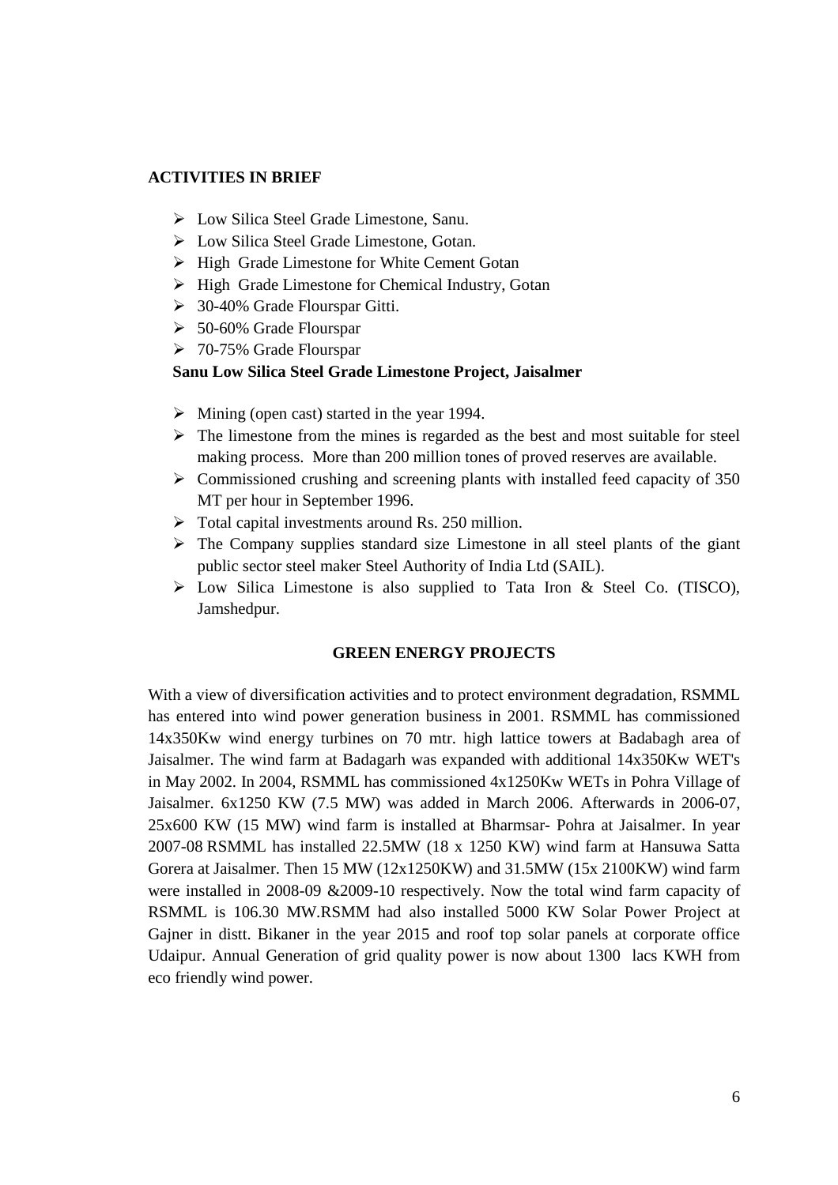**ACTIVITIES IN BRIEF**

- Low Silica Steel Grade Limestone, Sanu.
- Low Silica Steel Grade Limestone, Gotan.
- High Grade Limestone for White Cement Gotan
- High Grade Limestone for Chemical Industry, Gotan
- 30-40% Grade Flourspar Gitti.
- 50-60% Grade Flourspar
- 70-75% Grade Flourspar

**Sanu Low Silica Steel Grade Limestone Project, Jaisalmer**

- Mining (open cast) started in the year 1994.
- The limestone from the mines is regarded as the best and most suitable for steel making process. More than 200 million tones of proved reserves are available.
- Commissioned crushing and screening plants with installed feed capacity of 350 MT per hour in September 1996.
- Total capital investments around Rs. 250 million.
- The Company supplies standard size Limestone in all steel plants of the giant public sector steel maker Steel Authority of India Ltd (SAIL).
- Low Silica Limestone is also supplied to Tata Iron & Steel Co. (TISCO), Jamshedpur.

**GREEN ENERGY PROJECTS**

With a view of diversification activities and to protect environment degradation, RSMML has entered into wind power generation business in 2001. RSMML has commissioned 14x350Kw wind energy turbines on 70 mtr. high lattice towers at Badabagh area of Jaisalmer. The wind farm at Badagarh was expanded with additional 14x350Kw WET's in May 2002. In 2004, RSMML has commissioned 4x1250Kw WETs in Pohra Village of Jaisalmer. 6x1250 KW (7.5 MW) was added in March 2006. Afterwards in 2006-07, 25x600 KW (15 MW) wind farm is installed at Bharmsar- Pohra at Jaisalmer. In year 2007-08 RSMML has installed 22.5MW (18 x 1250 KW) wind farm at Hansuwa Satta Gorera at Jaisalmer. Then 15 MW (12x1250KW) and 31.5MW (15x 2100KW) wind farm were installed in 2008-09 &2009-10 respectively. Now the total wind farm capacity of RSMML is 106.30 MW.RSMM had also installed 5000 KW Solar Power Project at Gajner in distt. Bikaner in the year 2015 and roof top solar panels at corporate office Udaipur. Annual Generation of grid quality power is now about 1300 lacs KWH from eco friendly wind power.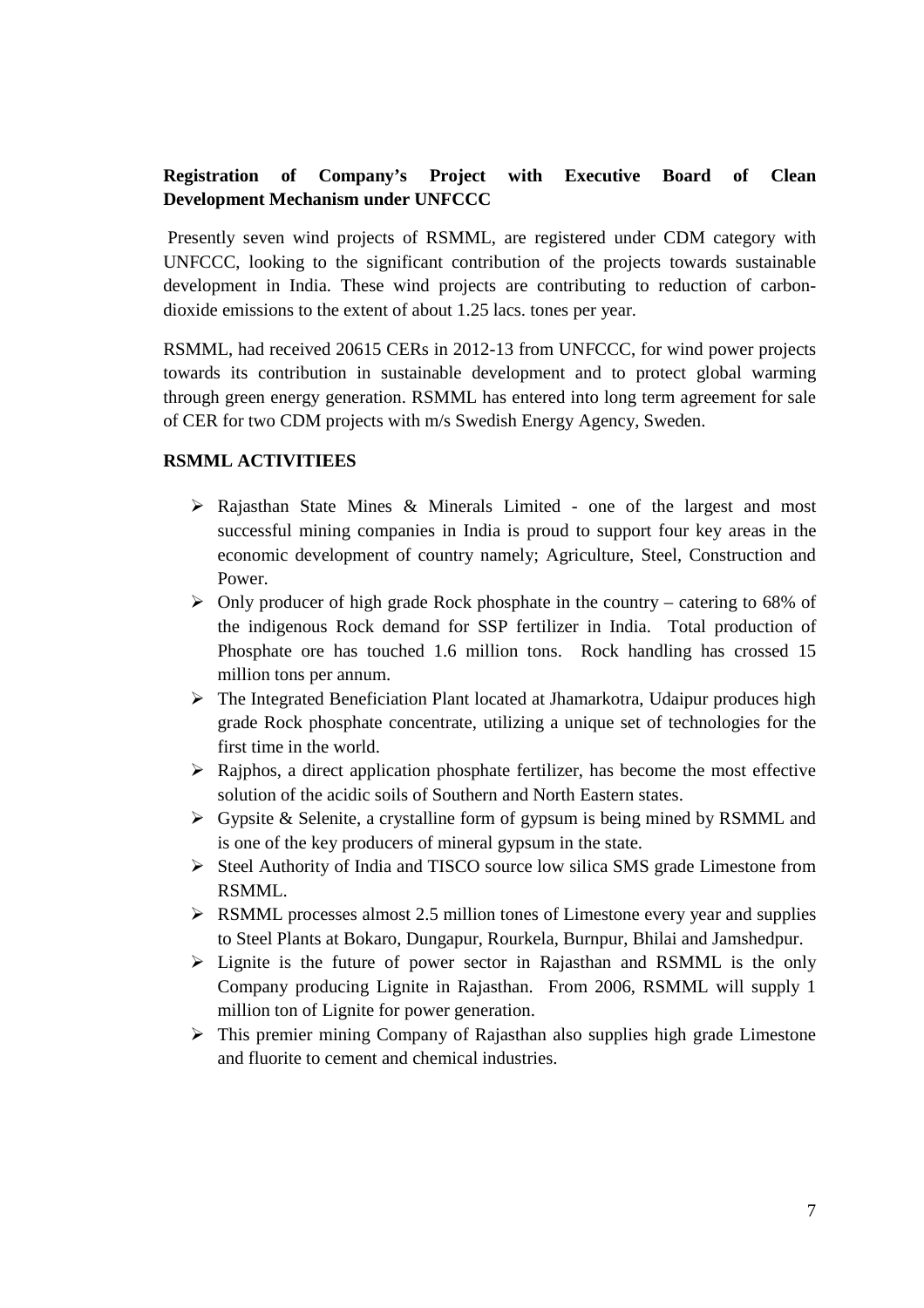**Registration of Company's Project with Executive Board of Clean Development Mechanism under UNFCCC**

Presently seven wind projects of RSMML, are registered under CDM category with UNFCCC, looking to the significant contribution of the projects towards sustainable development in India. These wind projects are contributing to reduction of carbon-dioxide emissions to the extent of about 1.25 lacs. tones per year.

RSMML, had received 20615 CERs in 2012-13 from UNFCCC, for wind power projects towards its contribution in sustainable development and to protect global warming through green energy generation. RSMML has entered into long term agreement for sale of CER for two CDM projects with m/s Swedish Energy Agency, Sweden.

**RSMML ACTIVITIEES**

- Rajasthan State Mines & Minerals Limited - one of the largest and most successful mining companies in India is proud to support four key areas in the economic development of country namely; Agriculture, Steel, Construction and Power.
- Only producer of high grade Rock phosphate in the country – catering to 68% of the indigenous Rock demand for SSP fertilizer in India. Total production of Phosphate ore has touched 1.6 million tons. Rock handling has crossed 15 million tons per annum.
- The Integrated Beneficiation Plant located at Jhamarkotra, Udaipur produces high grade Rock phosphate concentrate, utilizing a unique set of technologies for the first time in the world.
- Rajphos, a direct application phosphate fertilizer, has become the most effective solution of the acidic soils of Southern and North Eastern states.
- Gypsite & Selenite, a crystalline form of gypsum is being mined by RSMML and is one of the key producers of mineral gypsum in the state.
- Steel Authority of India and TISCO source low silica SMS grade Limestone from RSMML.
- RSMML processes almost 2.5 million tones of Limestone every year and supplies to Steel Plants at Bokaro, Dungapur, Rourkela, Burnpur, Bhilai and Jamshedpur.
- Lignite is the future of power sector in Rajasthan and RSMML is the only Company producing Lignite in Rajasthan. From 2006, RSMML will supply 1 million ton of Lignite for power generation.
- This premier mining Company of Rajasthan also supplies high grade Limestone and fluorite to cement and chemical industries.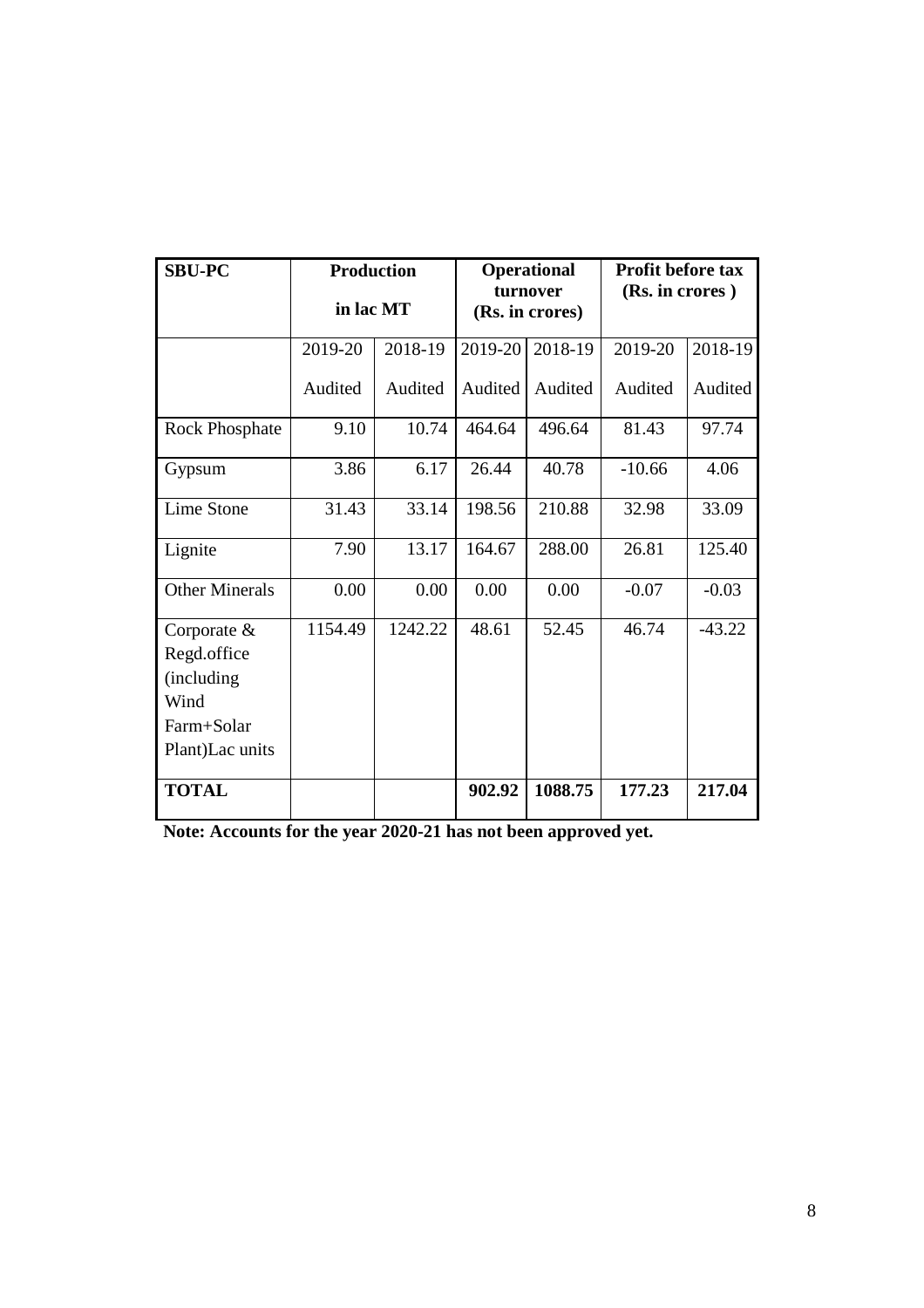| SBU-PC | Production in lac MT | | Operational turnover (Rs. in crores) | | Profit before tax (Rs. in crores ) | |
|---|---|---|---|---|---|---|
| | 2019-20 Audited | 2018-19 Audited | 2019-20 Audited | 2018-19 Audited | 2019-20 Audited | 2018-19 Audited |
| Rock Phosphate | 9.10 | 10.74 | 464.64 | 496.64 | 81.43 | 97.74 |
| Gypsum | 3.86 | 6.17 | 26.44 | 40.78 | -10.66 | 4.06 |
| Lime Stone | 31.43 | 33.14 | 198.56 | 210.88 | 32.98 | 33.09 |
| Lignite | 7.90 | 13.17 | 164.67 | 288.00 | 26.81 | 125.40 |
| Other Minerals | 0.00 | 0.00 | 0.00 | 0.00 | -0.07 | -0.03 |
| Corporate & Regd.office (including Wind Farm+Solar Plant)Lac units | 1154.49 | 1242.22 | 48.61 | 52.45 | 46.74 | -43.22 |
| **TOTAL** | | | **902.92** | **1088.75** | **177.23** | **217.04** |

**Note: Accounts for the year 2020-21 has not been approved yet.**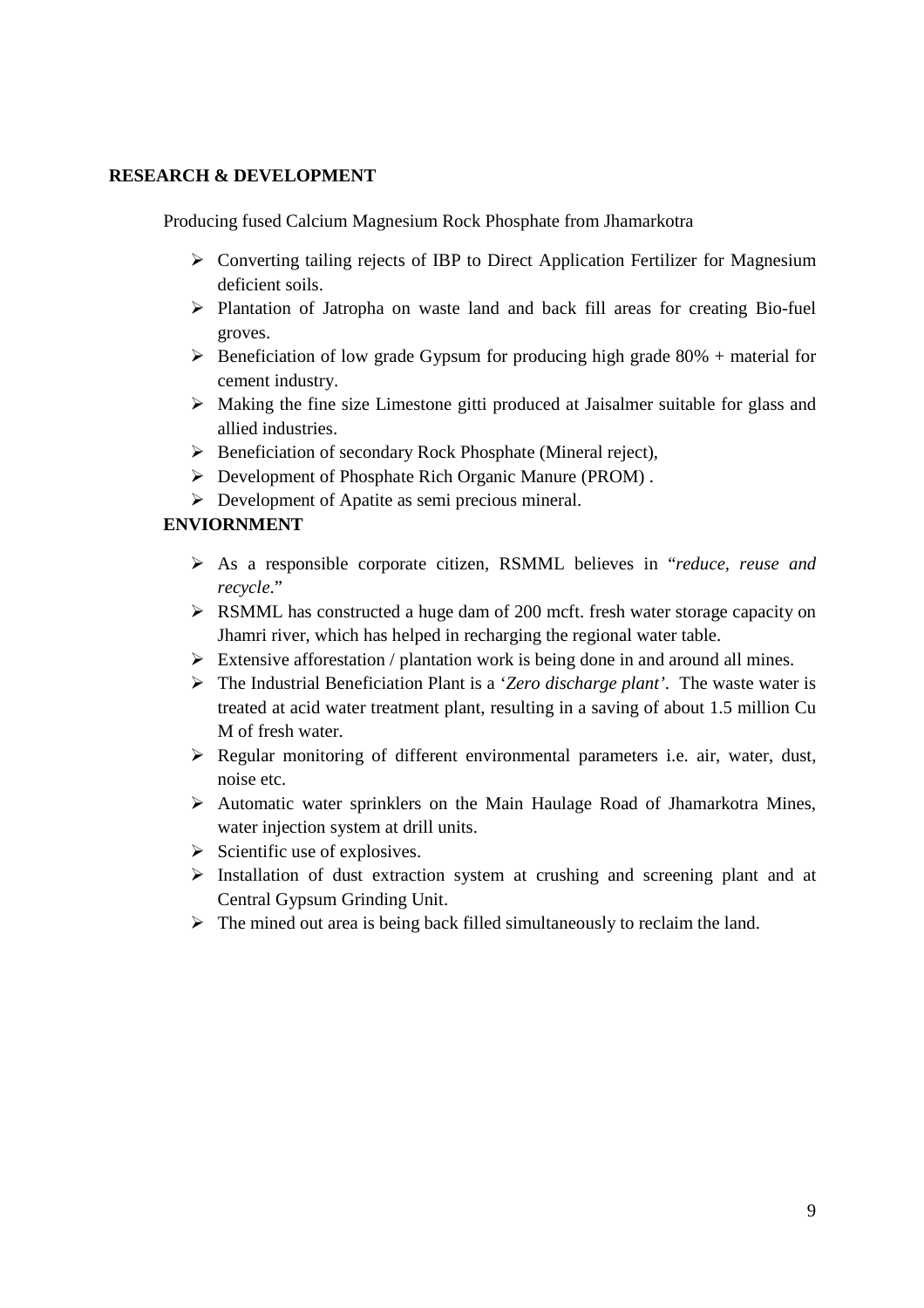## RESEARCH & DEVELOPMENT

Producing fused Calcium Magnesium Rock Phosphate from Jhamarkotra

- Converting tailing rejects of IBP to Direct Application Fertilizer for Magnesium deficient soils.
- Plantation of Jatropha on waste land and back fill areas for creating Bio-fuel groves.
- Beneficiation of low grade Gypsum for producing high grade 80% + material for cement industry.
- Making the fine size Limestone gitti produced at Jaisalmer suitable for glass and allied industries.
- Beneficiation of secondary Rock Phosphate (Mineral reject),
- Development of Phosphate Rich Organic Manure (PROM) .
- Development of Apatite as semi precious mineral.

## ENVIORNMENT

- As a responsible corporate citizen, RSMML believes in "*reduce, reuse and recycle*."
- RSMML has constructed a huge dam of 200 mcft. fresh water storage capacity on Jhamri river, which has helped in recharging the regional water table.
- Extensive afforestation / plantation work is being done in and around all mines.
- The Industrial Beneficiation Plant is a '*Zero discharge plant'*. The waste water is treated at acid water treatment plant, resulting in a saving of about 1.5 million Cu M of fresh water.
- Regular monitoring of different environmental parameters i.e. air, water, dust, noise etc.
- Automatic water sprinklers on the Main Haulage Road of Jhamarkotra Mines, water injection system at drill units.
- Scientific use of explosives.
- Installation of dust extraction system at crushing and screening plant and at Central Gypsum Grinding Unit.
- The mined out area is being back filled simultaneously to reclaim the land.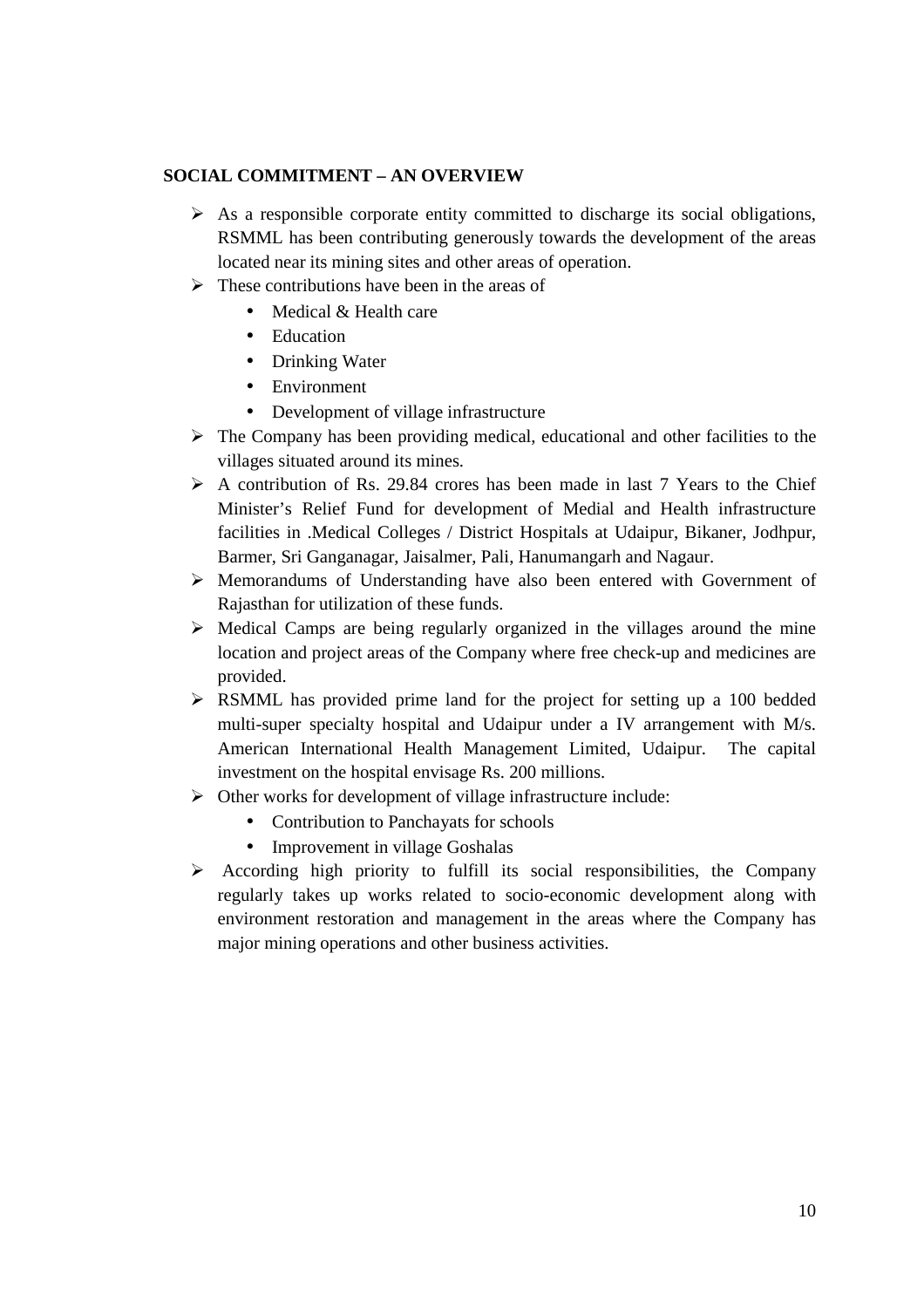**SOCIAL COMMITMENT – AN OVERVIEW**

- As a responsible corporate entity committed to discharge its social obligations, RSMML has been contributing generously towards the development of the areas located near its mining sites and other areas of operation.
- These contributions have been in the areas of
  - Medical & Health care
  - Education
  - Drinking Water
  - Environment
  - Development of village infrastructure
- The Company has been providing medical, educational and other facilities to the villages situated around its mines.
- A contribution of Rs. 29.84 crores has been made in last 7 Years to the Chief Minister's Relief Fund for development of Medial and Health infrastructure facilities in .Medical Colleges / District Hospitals at Udaipur, Bikaner, Jodhpur, Barmer, Sri Ganganagar, Jaisalmer, Pali, Hanumangarh and Nagaur.
- Memorandums of Understanding have also been entered with Government of Rajasthan for utilization of these funds.
- Medical Camps are being regularly organized in the villages around the mine location and project areas of the Company where free check-up and medicines are provided.
- RSMML has provided prime land for the project for setting up a 100 bedded multi-super specialty hospital and Udaipur under a IV arrangement with M/s. American International Health Management Limited, Udaipur. The capital investment on the hospital envisage Rs. 200 millions.
- Other works for development of village infrastructure include:
  - Contribution to Panchayats for schools
  - Improvement in village Goshalas
- According high priority to fulfill its social responsibilities, the Company regularly takes up works related to socio-economic development along with environment restoration and management in the areas where the Company has major mining operations and other business activities.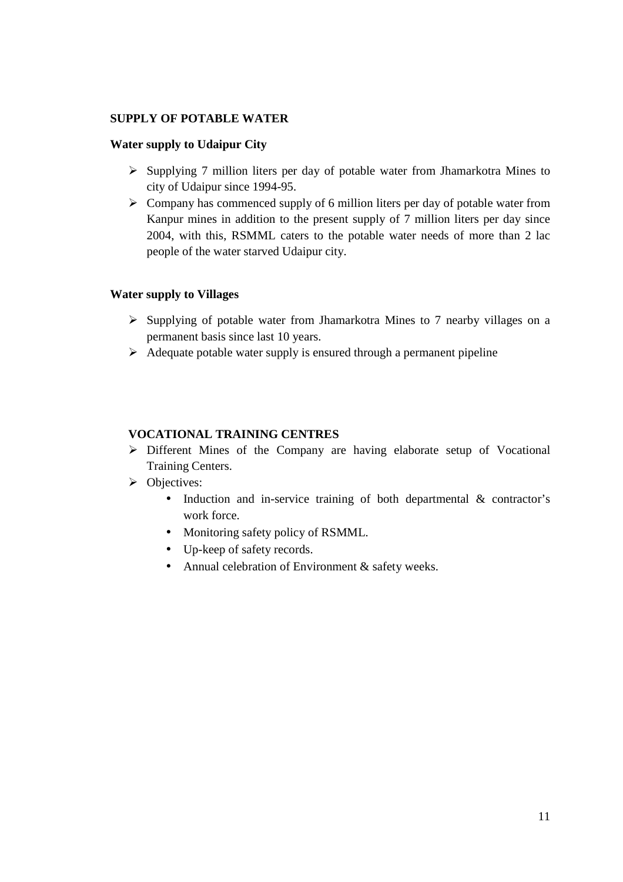## SUPPLY OF POTABLE WATER

### Water supply to Udaipur City

- Supplying 7 million liters per day of potable water from Jhamarkotra Mines to city of Udaipur since 1994-95.
- Company has commenced supply of 6 million liters per day of potable water from Kanpur mines in addition to the present supply of 7 million liters per day since 2004, with this, RSMML caters to the potable water needs of more than 2 lac people of the water starved Udaipur city.

### Water supply to Villages

- Supplying of potable water from Jhamarkotra Mines to 7 nearby villages on a permanent basis since last 10 years.
- Adequate potable water supply is ensured through a permanent pipeline

## VOCATIONAL TRAINING CENTRES

- Different Mines of the Company are having elaborate setup of Vocational Training Centers.
- Objectives:
  - Induction and in-service training of both departmental & contractor's work force.
  - Monitoring safety policy of RSMML.
  - Up-keep of safety records.
  - Annual celebration of Environment & safety weeks.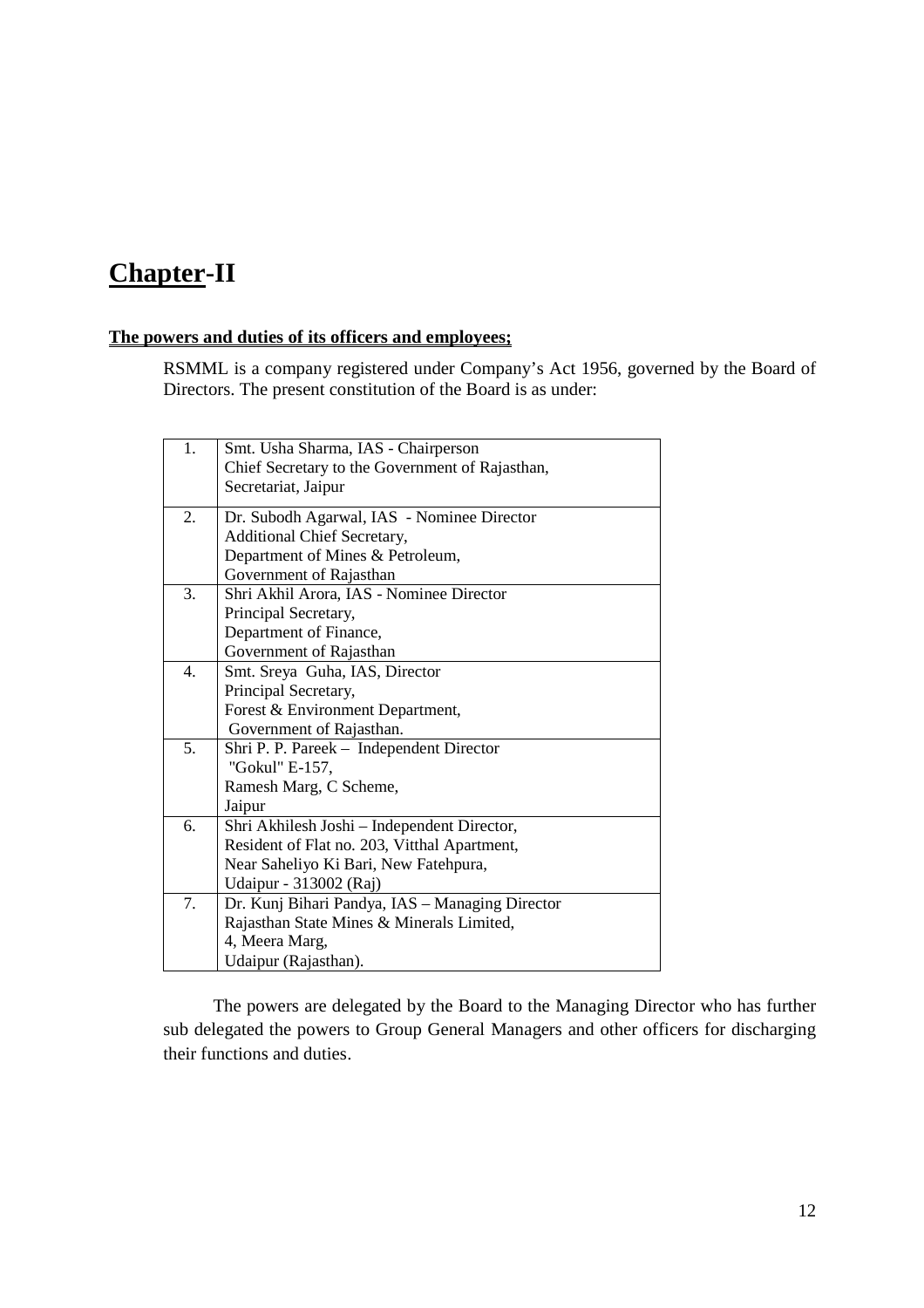# **Chapter-II**

**The powers and duties of its officers and employees;**

RSMML is a company registered under Company's Act 1956, governed by the Board of Directors. The present constitution of the Board is as under:

| | |
|---|---|
| 1. | Smt. Usha Sharma, IAS - Chairperson<br>Chief Secretary to the Government of Rajasthan,<br>Secretariat, Jaipur |
| 2. | Dr. Subodh Agarwal, IAS - Nominee Director<br>Additional Chief Secretary,<br>Department of Mines & Petroleum,<br>Government of Rajasthan |
| 3. | Shri Akhil Arora, IAS - Nominee Director<br>Principal Secretary,<br>Department of Finance,<br>Government of Rajasthan |
| 4. | Smt. Sreya Guha, IAS, Director<br>Principal Secretary,<br>Forest & Environment Department,<br>Government of Rajasthan. |
| 5. | Shri P. P. Pareek – Independent Director<br>"Gokul" E-157,<br>Ramesh Marg, C Scheme,<br>Jaipur |
| 6. | Shri Akhilesh Joshi – Independent Director,<br>Resident of Flat no. 203, Vitthal Apartment,<br>Near Saheliyo Ki Bari, New Fatehpura,<br>Udaipur - 313002 (Raj) |
| 7. | Dr. Kunj Bihari Pandya, IAS – Managing Director<br>Rajasthan State Mines & Minerals Limited,<br>4, Meera Marg,<br>Udaipur (Rajasthan). |

The powers are delegated by the Board to the Managing Director who has further sub delegated the powers to Group General Managers and other officers for discharging their functions and duties.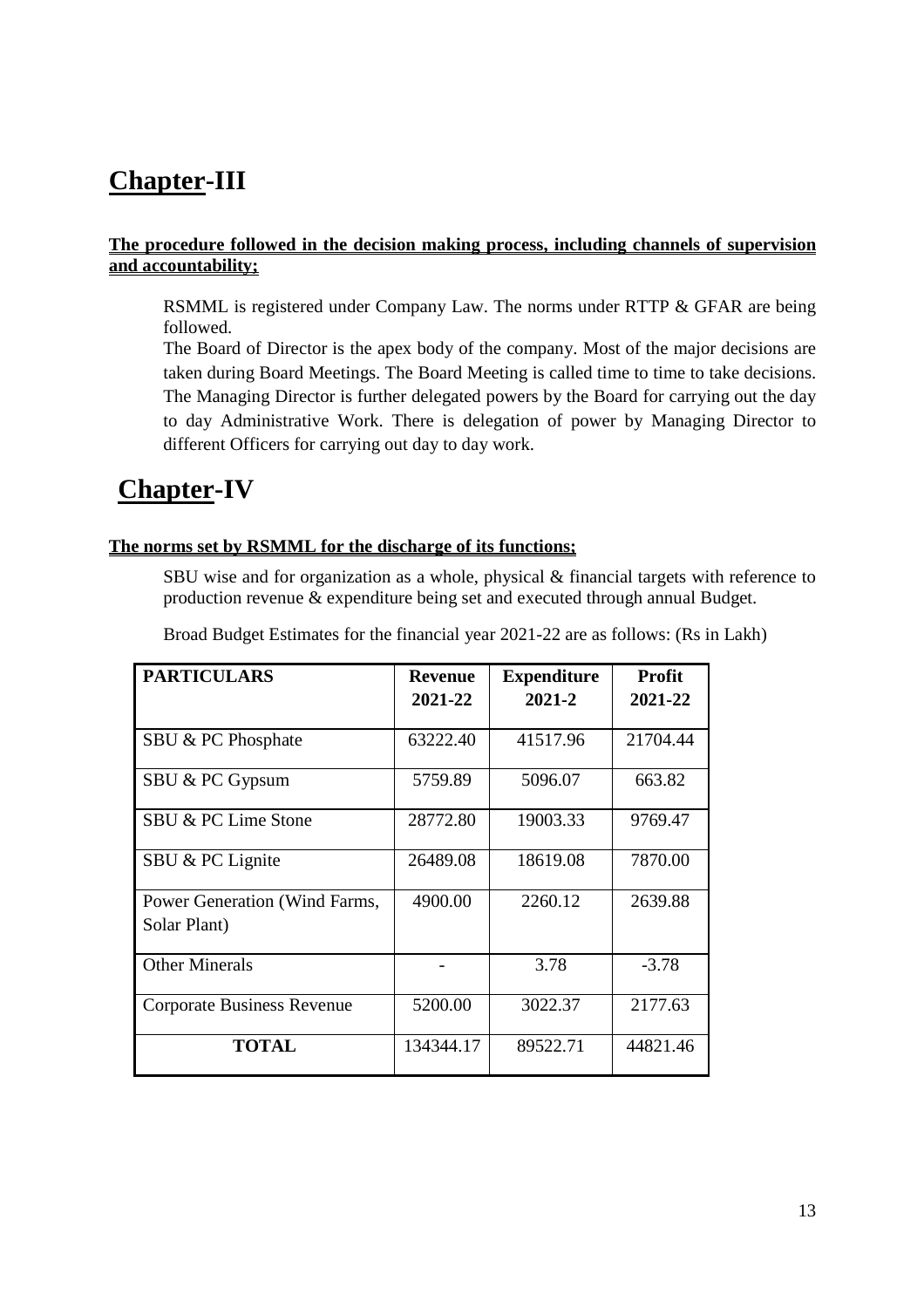# Chapter-III

**The procedure followed in the decision making process, including channels of supervision and accountability;**

RSMML is registered under Company Law. The norms under RTTP & GFAR are being followed.

The Board of Director is the apex body of the company. Most of the major decisions are taken during Board Meetings. The Board Meeting is called time to time to take decisions. The Managing Director is further delegated powers by the Board for carrying out the day to day Administrative Work. There is delegation of power by Managing Director to different Officers for carrying out day to day work.

# Chapter-IV

**The norms set by RSMML for the discharge of its functions;**

SBU wise and for organization as a whole, physical & financial targets with reference to production revenue & expenditure being set and executed through annual Budget.

Broad Budget Estimates for the financial year 2021-22 are as follows: (Rs in Lakh)

| PARTICULARS | Revenue 2021-22 | Expenditure 2021-2 | Profit 2021-22 |
|---|---|---|---|
| SBU & PC Phosphate | 63222.40 | 41517.96 | 21704.44 |
| SBU & PC Gypsum | 5759.89 | 5096.07 | 663.82 |
| SBU & PC Lime Stone | 28772.80 | 19003.33 | 9769.47 |
| SBU & PC Lignite | 26489.08 | 18619.08 | 7870.00 |
| Power Generation (Wind Farms, Solar Plant) | 4900.00 | 2260.12 | 2639.88 |
| Other Minerals | - | 3.78 | -3.78 |
| Corporate Business Revenue | 5200.00 | 3022.37 | 2177.63 |
| **TOTAL** | 134344.17 | 89522.71 | 44821.46 |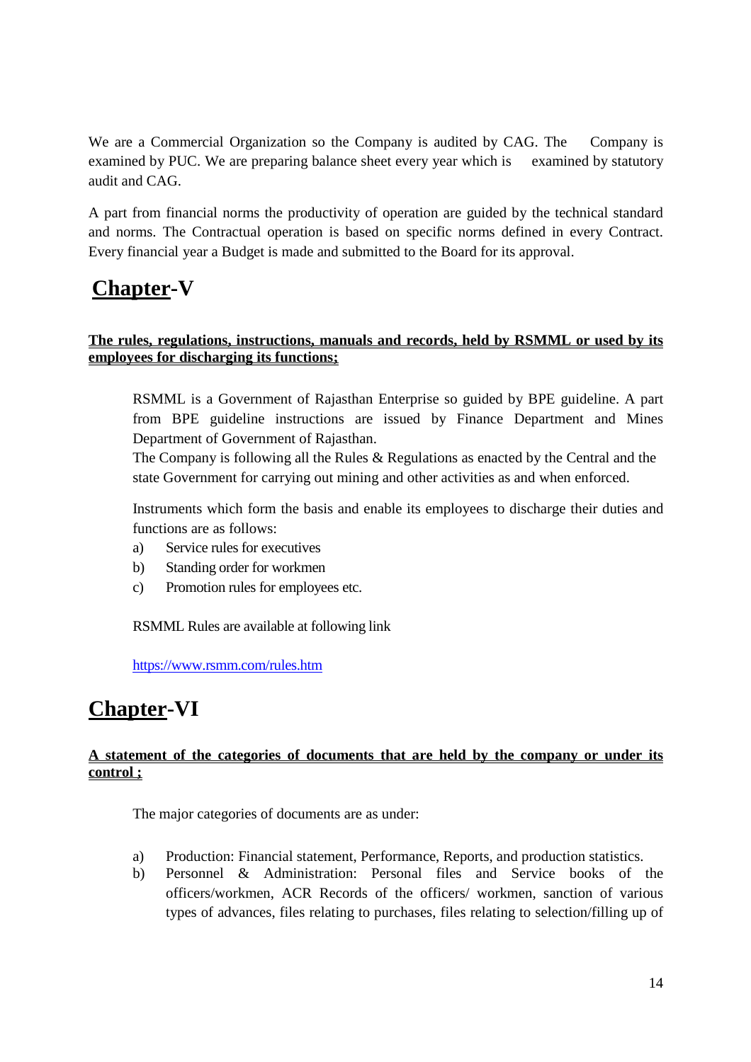We are a Commercial Organization so the Company is audited by CAG. The Company is examined by PUC. We are preparing balance sheet every year which is examined by statutory audit and CAG.

A part from financial norms the productivity of operation are guided by the technical standard and norms. The Contractual operation is based on specific norms defined in every Contract. Every financial year a Budget is made and submitted to the Board for its approval.

# Chapter-V

**The rules, regulations, instructions, manuals and records, held by RSMML or used by its employees for discharging its functions;**

RSMML is a Government of Rajasthan Enterprise so guided by BPE guideline. A part from BPE guideline instructions are issued by Finance Department and Mines Department of Government of Rajasthan.
The Company is following all the Rules & Regulations as enacted by the Central and the state Government for carrying out mining and other activities as and when enforced.

Instruments which form the basis and enable its employees to discharge their duties and functions are as follows:

a) Service rules for executives
b) Standing order for workmen
c) Promotion rules for employees etc.

RSMML Rules are available at following link

https://www.rsmm.com/rules.htm

# Chapter-VI

**A statement of the categories of documents that are held by the company or under its control ;**

The major categories of documents are as under:

a) Production: Financial statement, Performance, Reports, and production statistics.
b) Personnel & Administration: Personal files and Service books of the officers/workmen, ACR Records of the officers/ workmen, sanction of various types of advances, files relating to purchases, files relating to selection/filling up of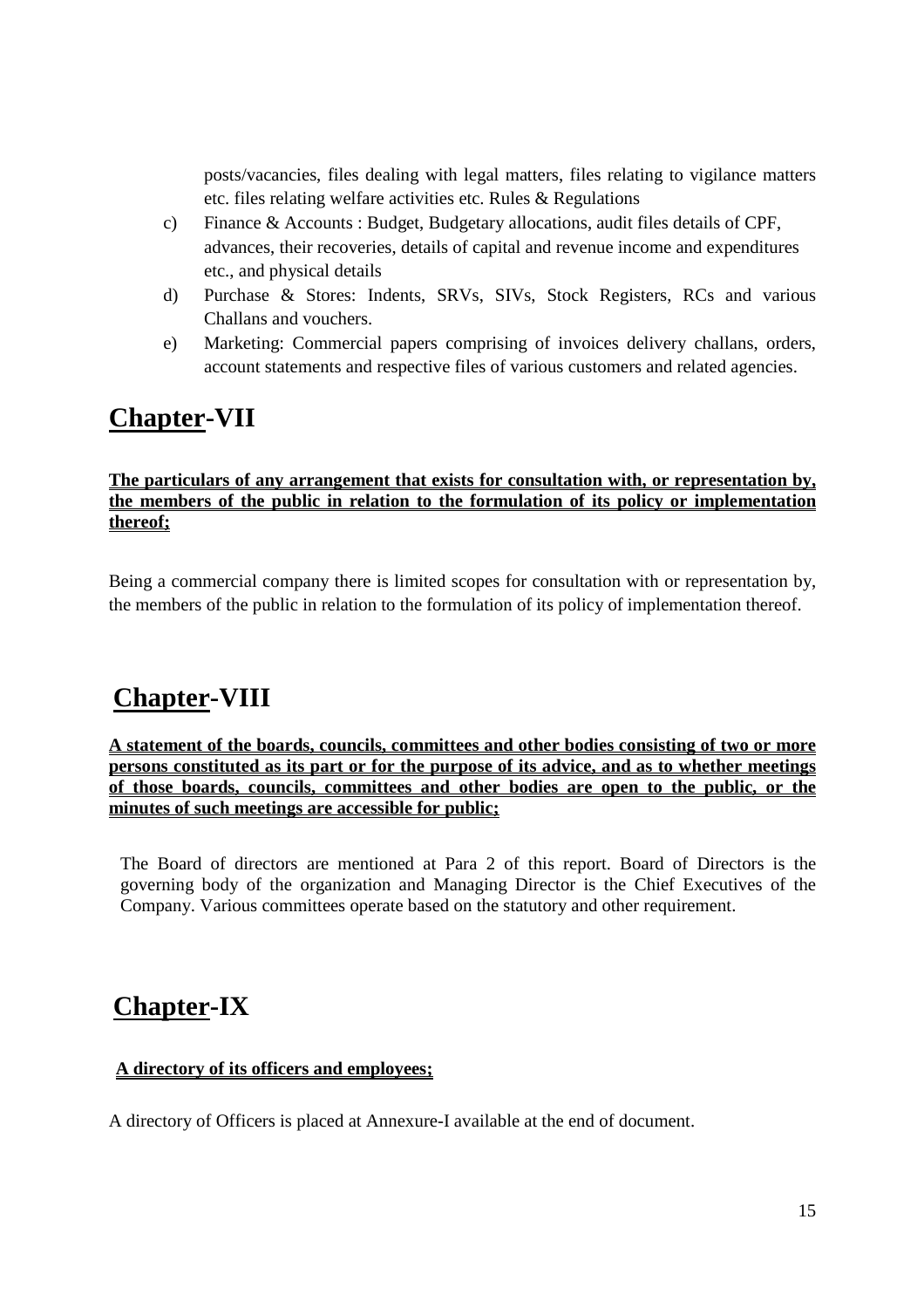posts/vacancies, files dealing with legal matters, files relating to vigilance matters etc. files relating welfare activities etc. Rules & Regulations

c) Finance & Accounts : Budget, Budgetary allocations, audit files details of CPF, advances, their recoveries, details of capital and revenue income and expenditures etc., and physical details

d) Purchase & Stores: Indents, SRVs, SIVs, Stock Registers, RCs and various Challans and vouchers.

e) Marketing: Commercial papers comprising of invoices delivery challans, orders, account statements and respective files of various customers and related agencies.

# Chapter-VII

**The particulars of any arrangement that exists for consultation with, or representation by, the members of the public in relation to the formulation of its policy or implementation thereof;**

Being a commercial company there is limited scopes for consultation with or representation by, the members of the public in relation to the formulation of its policy of implementation thereof.

# Chapter-VIII

**A statement of the boards, councils, committees and other bodies consisting of two or more persons constituted as its part or for the purpose of its advice, and as to whether meetings of those boards, councils, committees and other bodies are open to the public, or the minutes of such meetings are accessible for public;**

The Board of directors are mentioned at Para 2 of this report. Board of Directors is the governing body of the organization and Managing Director is the Chief Executives of the Company. Various committees operate based on the statutory and other requirement.

# Chapter-IX

**A directory of its officers and employees;**

A directory of Officers is placed at Annexure-I available at the end of document.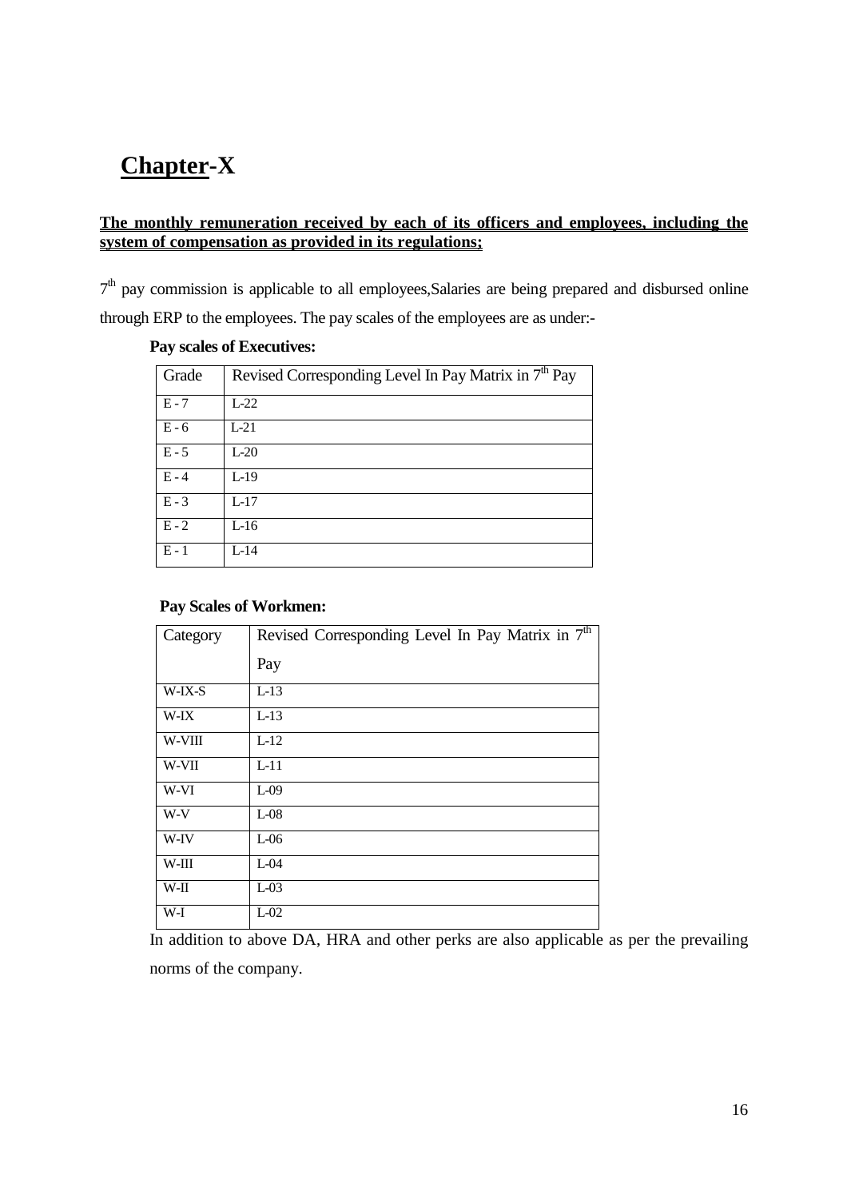# Chapter-X

**The monthly remuneration received by each of its officers and employees, including the system of compensation as provided in its regulations;**

$7^{th}$ pay commission is applicable to all employees,Salaries are being prepared and disbursed online through ERP to the employees. The pay scales of the employees are as under:-

**Pay scales of Executives:**

| Grade | Revised Corresponding Level In Pay Matrix in $7^{th}$ Pay |
|---|---|
| E - 7 | L-22 |
| E - 6 | L-21 |
| E - 5 | L-20 |
| E - 4 | L-19 |
| E - 3 | L-17 |
| E - 2 | L-16 |
| E - 1 | L-14 |

**Pay Scales of Workmen:**

| Category | Revised Corresponding Level In Pay Matrix in $7^{th}$ Pay |
|---|---|
| W-IX-S | L-13 |
| W-IX | L-13 |
| W-VIII | L-12 |
| W-VII | L-11 |
| W-VI | L-09 |
| W-V | L-08 |
| W-IV | L-06 |
| W-III | L-04 |
| W-II | L-03 |
| W-I | L-02 |

In addition to above DA, HRA and other perks are also applicable as per the prevailing norms of the company.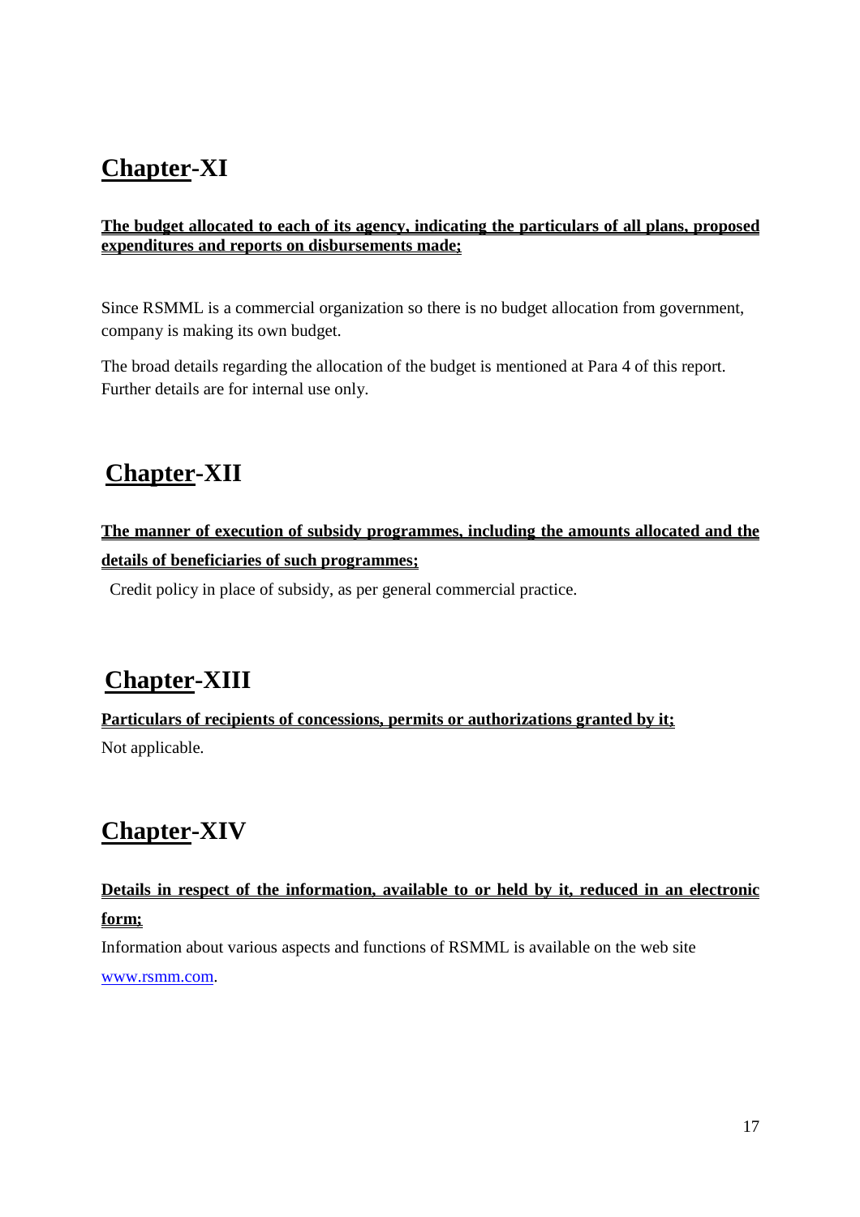# Chapter-XI

**The budget allocated to each of its agency, indicating the particulars of all plans, proposed expenditures and reports on disbursements made;**

Since RSMML is a commercial organization so there is no budget allocation from government, company is making its own budget.

The broad details regarding the allocation of the budget is mentioned at Para 4 of this report. Further details are for internal use only.

# Chapter-XII

**The manner of execution of subsidy programmes, including the amounts allocated and the details of beneficiaries of such programmes;**

Credit policy in place of subsidy, as per general commercial practice.

# Chapter-XIII

**Particulars of recipients of concessions, permits or authorizations granted by it;**

Not applicable.

# Chapter-XIV

**Details in respect of the information, available to or held by it, reduced in an electronic form;**

Information about various aspects and functions of RSMML is available on the web site www.rsmm.com.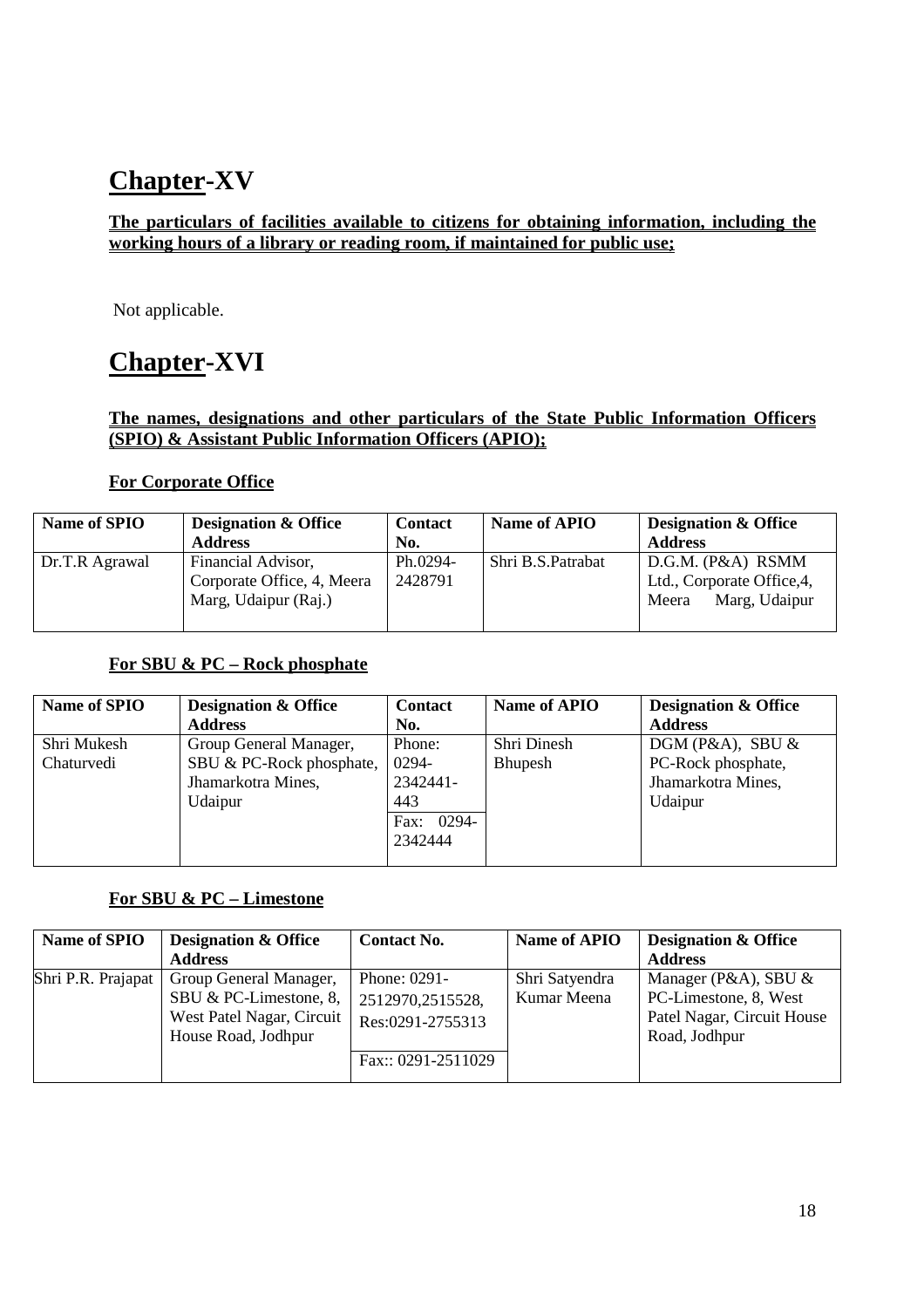# Chapter-XV

**The particulars of facilities available to citizens for obtaining information, including the working hours of a library or reading room, if maintained for public use;**

Not applicable.

# Chapter-XVI

**The names, designations and other particulars of the State Public Information Officers (SPIO) & Assistant Public Information Officers (APIO);**

**For Corporate Office**

| Name of SPIO | Designation & Office Address | Contact No. | Name of APIO | Designation & Office Address |
|---|---|---|---|---|
| Dr.T.R Agrawal | Financial Advisor, Corporate Office, 4, Meera Marg, Udaipur (Raj.) | Ph.0294-2428791 | Shri B.S.Patrabat | D.G.M. (P&A) RSMM Ltd., Corporate Office,4, Meera Marg, Udaipur |

**For SBU & PC – Rock phosphate**

| Name of SPIO | Designation & Office Address | Contact No. | Name of APIO | Designation & Office Address |
|---|---|---|---|---|
| Shri Mukesh Chaturvedi | Group General Manager, SBU & PC-Rock phosphate, Jhamarkotra Mines, Udaipur | Phone: 0294-2342441-443 Fax: 0294-2342444 | Shri Dinesh Bhupesh | DGM (P&A), SBU & PC-Rock phosphate, Jhamarkotra Mines, Udaipur |

**For SBU & PC – Limestone**

| Name of SPIO | Designation & Office Address | Contact No. | Name of APIO | Designation & Office Address |
|---|---|---|---|---|
| Shri P.R. Prajapat | Group General Manager, SBU & PC-Limestone, 8, West Patel Nagar, Circuit House Road, Jodhpur | Phone: 0291-2512970,2515528, Res:0291-2755313 Fax:: 0291-2511029 | Shri Satyendra Kumar Meena | Manager (P&A), SBU & PC-Limestone, 8, West Patel Nagar, Circuit House Road, Jodhpur |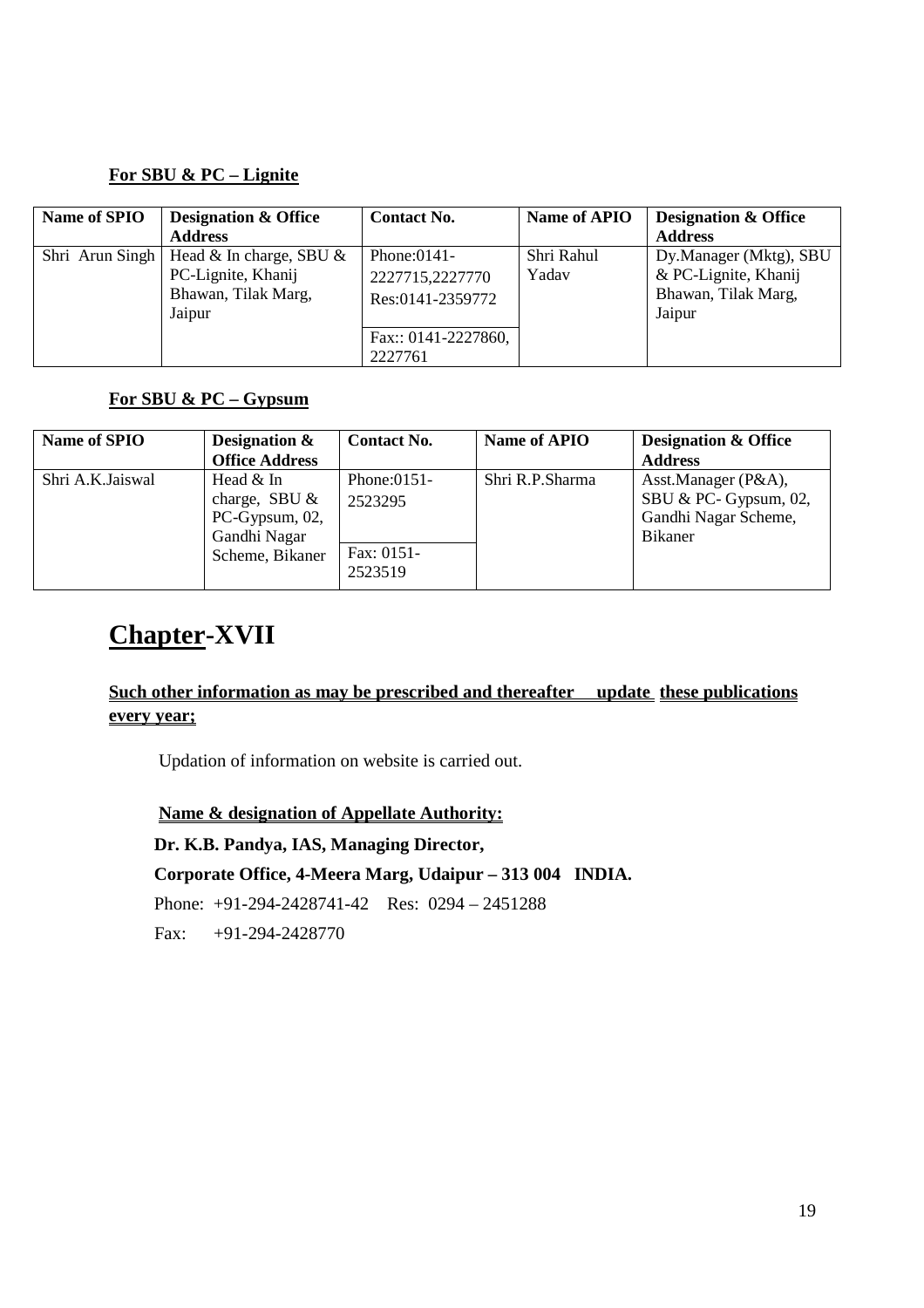**For SBU & PC – Lignite**

| Name of SPIO | Designation & Office Address | Contact No. | Name of APIO | Designation & Office Address |
|---|---|---|---|---|
| Shri Arun Singh | Head & In charge, SBU & PC-Lignite, Khanij Bhawan, Tilak Marg, Jaipur | Phone:0141-2227715,2227770 Res:0141-2359772<br>Fax:: 0141-2227860, 2227761 | Shri Rahul Yadav | Dy.Manager (Mktg), SBU & PC-Lignite, Khanij Bhawan, Tilak Marg, Jaipur |

**For SBU & PC – Gypsum**

| Name of SPIO | Designation & Office Address | Contact No. | Name of APIO | Designation & Office Address |
|---|---|---|---|---|
| Shri A.K.Jaiswal | Head & In charge, SBU & PC-Gypsum, 02, Gandhi Nagar Scheme, Bikaner | Phone:0151-2523295<br>Fax: 0151-2523519 | Shri R.P.Sharma | Asst.Manager (P&A), SBU & PC- Gypsum, 02, Gandhi Nagar Scheme, Bikaner |

# Chapter-XVII

**Such other information as may be prescribed and thereafter update these publications every year;**

Updation of information on website is carried out.

**Name & designation of Appellate Authority:**

**Dr. K.B. Pandya, IAS, Managing Director,**

**Corporate Office, 4-Meera Marg, Udaipur – 313 004 INDIA.**

Phone: +91-294-2428741-42 Res: 0294 – 2451288

Fax: +91-294-2428770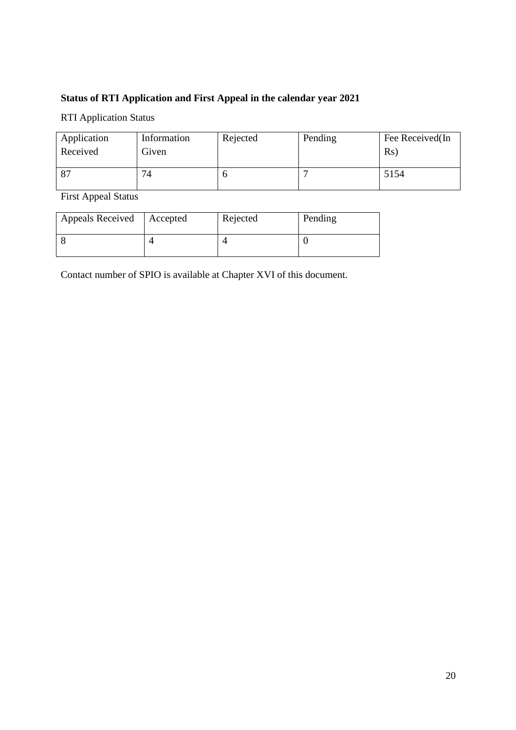**Status of RTI Application and First Appeal in the calendar year 2021**

RTI Application Status

| Application Received | Information Given | Rejected | Pending | Fee Received(In Rs) |
|---|---|---|---|---|
| 87 | 74 | 6 | 7 | 5154 |

First Appeal Status

| Appeals Received | Accepted | Rejected | Pending |
|---|---|---|---|
| 8 | 4 | 4 | 0 |

Contact number of SPIO is available at Chapter XVI of this document.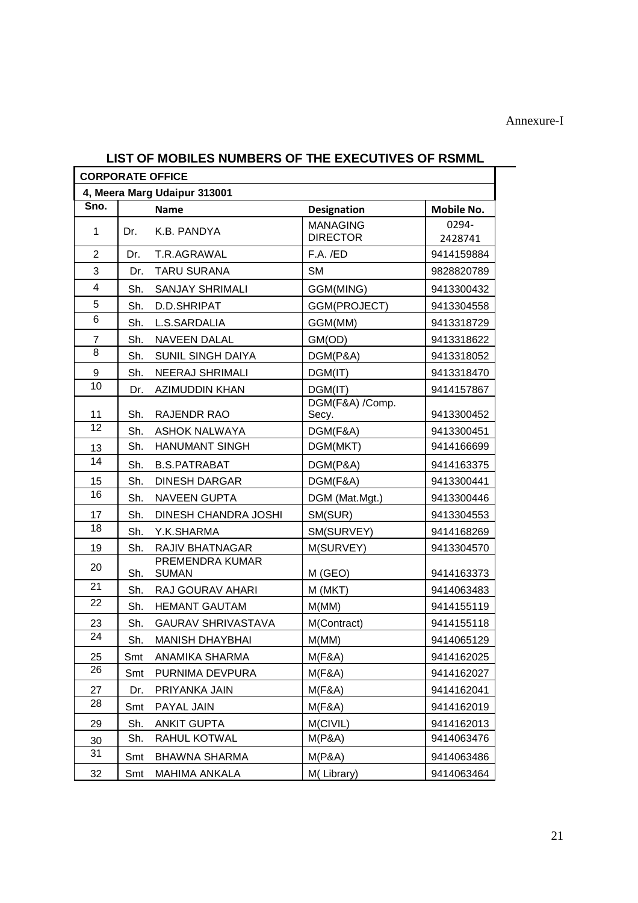Annexure-I

## LIST OF MOBILES NUMBERS OF THE EXECUTIVES OF RSMML

**CORPORATE OFFICE**

**4, Meera Marg Udaipur 313001**

| Sno. | | Name | Designation | Mobile No. |
|---|---|---|---|---|
| 1 | Dr. | K.B. PANDYA | MANAGING DIRECTOR | 0294-2428741 |
| 2 | Dr. | T.R.AGRAWAL | F.A. /ED | 9414159884 |
| 3 | Dr. | TARU SURANA | SM | 9828820789 |
| 4 | Sh. | SANJAY SHRIMALI | GGM(MING) | 9413300432 |
| 5 | Sh. | D.D.SHRIPAT | GGM(PROJECT) | 9413304558 |
| 6 | Sh. | L.S.SARDALIA | GGM(MM) | 9413318729 |
| 7 | Sh. | NAVEEN DALAL | GM(OD) | 9413318622 |
| 8 | Sh. | SUNIL SINGH DAIYA | DGM(P&A) | 9413318052 |
| 9 | Sh. | NEERAJ SHRIMALI | DGM(IT) | 9413318470 |
| 10 | Dr. | AZIMUDDIN KHAN | DGM(IT) | 9414157867 |
| 11 | Sh. | RAJENDR RAO | DGM(F&A) /Comp. Secy. | 9413300452 |
| 12 | Sh. | ASHOK NALWAYA | DGM(F&A) | 9413300451 |
| 13 | Sh. | HANUMANT SINGH | DGM(MKT) | 9414166699 |
| 14 | Sh. | B.S.PATRABAT | DGM(P&A) | 9414163375 |
| 15 | Sh. | DINESH DARGAR | DGM(F&A) | 9413300441 |
| 16 | Sh. | NAVEEN GUPTA | DGM (Mat.Mgt.) | 9413300446 |
| 17 | Sh. | DINESH CHANDRA JOSHI | SM(SUR) | 9413304553 |
| 18 | Sh. | Y.K.SHARMA | SM(SURVEY) | 9414168269 |
| 19 | Sh. | RAJIV BHATNAGAR | M(SURVEY) | 9413304570 |
| 20 | Sh. | PREMENDRA KUMAR SUMAN | M (GEO) | 9414163373 |
| 21 | Sh. | RAJ GOURAV AHARI | M (MKT) | 9414063483 |
| 22 | Sh. | HEMANT GAUTAM | M(MM) | 9414155119 |
| 23 | Sh. | GAURAV SHRIVASTAVA | M(Contract) | 9414155118 |
| 24 | Sh. | MANISH DHAYBHAI | M(MM) | 9414065129 |
| 25 | Smt | ANAMIKA SHARMA | M(F&A) | 9414162025 |
| 26 | Smt | PURNIMA DEVPURA | M(F&A) | 9414162027 |
| 27 | Dr. | PRIYANKA JAIN | M(F&A) | 9414162041 |
| 28 | Smt | PAYAL JAIN | M(F&A) | 9414162019 |
| 29 | Sh. | ANKIT GUPTA | M(CIVIL) | 9414162013 |
| 30 | Sh. | RAHUL KOTWAL | M(P&A) | 9414063476 |
| 31 | Smt | BHAWNA SHARMA | M(P&A) | 9414063486 |
| 32 | Smt | MAHIMA ANKALA | M( Library) | 9414063464 |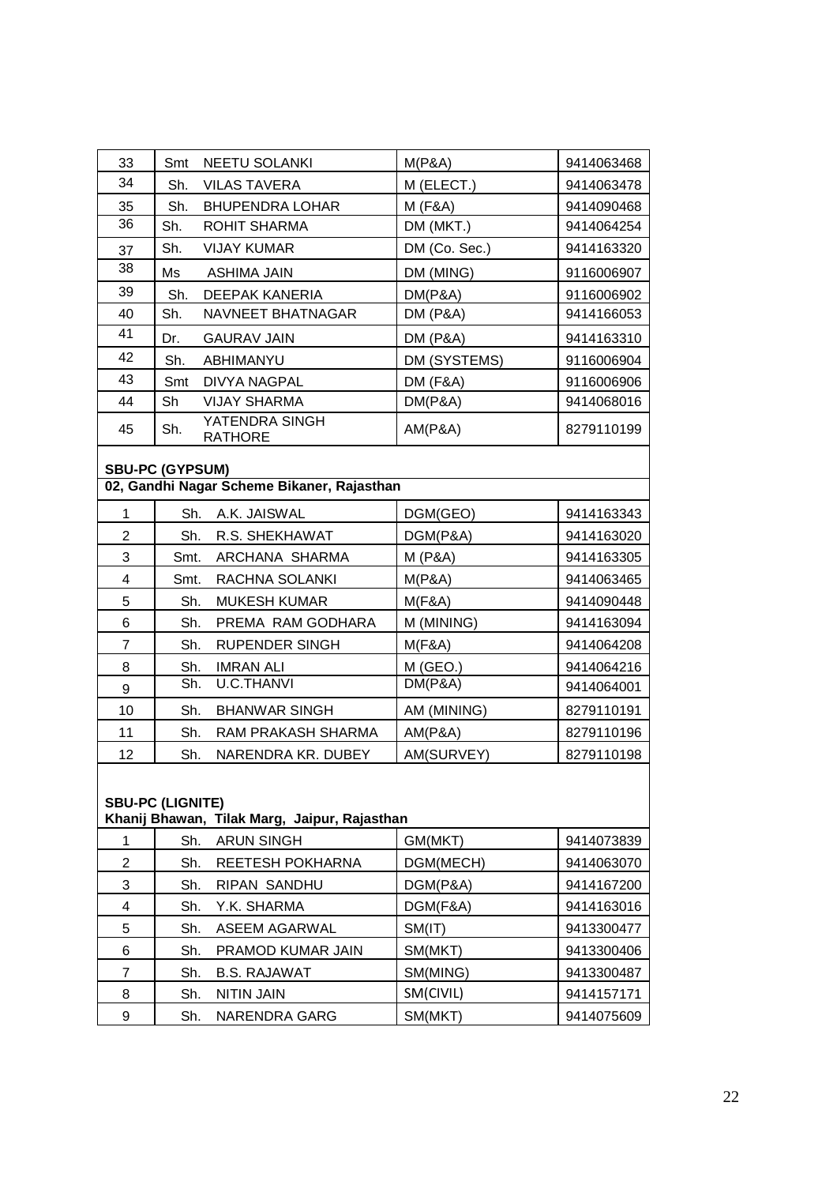| | | | | |
|---|---|---|---|---|
| 33 | Smt | NEETU SOLANKI | M(P&A) | 9414063468 |
| 34 | Sh. | VILAS TAVERA | M (ELECT.) | 9414063478 |
| 35 | Sh. | BHUPENDRA LOHAR | M (F&A) | 9414090468 |
| 36 | Sh. | ROHIT SHARMA | DM (MKT.) | 9414064254 |
| 37 | Sh. | VIJAY KUMAR | DM (Co. Sec.) | 9414163320 |
| 38 | Ms | ASHIMA JAIN | DM (MING) | 9116006907 |
| 39 | Sh. | DEEPAK KANERIA | DM(P&A) | 9116006902 |
| 40 | Sh. | NAVNEET BHATNAGAR | DM (P&A) | 9414166053 |
| 41 | Dr. | GAURAV JAIN | DM (P&A) | 9414163310 |
| 42 | Sh. | ABHIMANYU | DM (SYSTEMS) | 9116006904 |
| 43 | Smt | DIVYA NAGPAL | DM (F&A) | 9116006906 |
| 44 | Sh | VIJAY SHARMA | DM(P&A) | 9414068016 |
| 45 | Sh. | YATENDRA SINGH RATHORE | AM(P&A) | 8279110199 |

**SBU-PC (GYPSUM)**
**02, Gandhi Nagar Scheme Bikaner, Rajasthan**

| | | | | |
|---|---|---|---|---|
| 1 | Sh. | A.K. JAISWAL | DGM(GEO) | 9414163343 |
| 2 | Sh. | R.S. SHEKHAWAT | DGM(P&A) | 9414163020 |
| 3 | Smt. | ARCHANA SHARMA | M (P&A) | 9414163305 |
| 4 | Smt. | RACHNA SOLANKI | M(P&A) | 9414063465 |
| 5 | Sh. | MUKESH KUMAR | M(F&A) | 9414090448 |
| 6 | Sh. | PREMA RAM GODHARA | M (MINING) | 9414163094 |
| 7 | Sh. | RUPENDER SINGH | M(F&A) | 9414064208 |
| 8 | Sh. | IMRAN ALI | M (GEO.) | 9414064216 |
| 9 | Sh. | U.C.THANVI | DM(P&A) | 9414064001 |
| 10 | Sh. | BHANWAR SINGH | AM (MINING) | 8279110191 |
| 11 | Sh. | RAM PRAKASH SHARMA | AM(P&A) | 8279110196 |
| 12 | Sh. | NARENDRA KR. DUBEY | AM(SURVEY) | 8279110198 |

**SBU-PC (LIGNITE)**
**Khanij Bhawan, Tilak Marg, Jaipur, Rajasthan**

| | | | | |
|---|---|---|---|---|
| 1 | Sh. | ARUN SINGH | GM(MKT) | 9414073839 |
| 2 | Sh. | REETESH POKHARNA | DGM(MECH) | 9414063070 |
| 3 | Sh. | RIPAN SANDHU | DGM(P&A) | 9414167200 |
| 4 | Sh. | Y.K. SHARMA | DGM(F&A) | 9414163016 |
| 5 | Sh. | ASEEM AGARWAL | SM(IT) | 9413300477 |
| 6 | Sh. | PRAMOD KUMAR JAIN | SM(MKT) | 9413300406 |
| 7 | Sh. | B.S. RAJAWAT | SM(MING) | 9413300487 |
| 8 | Sh. | NITIN JAIN | SM(CIVIL) | 9414157171 |
| 9 | Sh. | NARENDRA GARG | SM(MKT) | 9414075609 |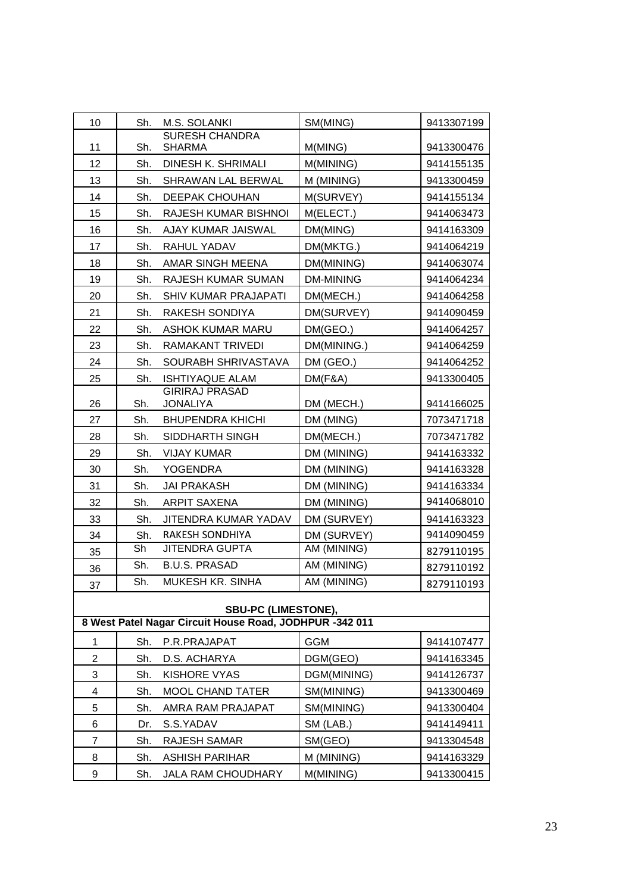| | | | | |
|---|---|---|---|---|
| 10 | Sh. | M.S. SOLANKI | SM(MING) | 9413307199 |
| 11 | Sh. | SURESH CHANDRA SHARMA | M(MING) | 9413300476 |
| 12 | Sh. | DINESH K. SHRIMALI | M(MINING) | 9414155135 |
| 13 | Sh. | SHRAWAN LAL BERWAL | M (MINING) | 9413300459 |
| 14 | Sh. | DEEPAK CHOUHAN | M(SURVEY) | 9414155134 |
| 15 | Sh. | RAJESH KUMAR BISHNOI | M(ELECT.) | 9414063473 |
| 16 | Sh. | AJAY KUMAR JAISWAL | DM(MING) | 9414163309 |
| 17 | Sh. | RAHUL YADAV | DM(MKTG.) | 9414064219 |
| 18 | Sh. | AMAR SINGH MEENA | DM(MINING) | 9414063074 |
| 19 | Sh. | RAJESH KUMAR SUMAN | DM-MINING | 9414064234 |
| 20 | Sh. | SHIV KUMAR PRAJAPATI | DM(MECH.) | 9414064258 |
| 21 | Sh. | RAKESH SONDIYA | DM(SURVEY) | 9414090459 |
| 22 | Sh. | ASHOK KUMAR MARU | DM(GEO.) | 9414064257 |
| 23 | Sh. | RAMAKANT TRIVEDI | DM(MINING.) | 9414064259 |
| 24 | Sh. | SOURABH SHRIVASTAVA | DM (GEO.) | 9414064252 |
| 25 | Sh. | ISHTIYAQUE ALAM | DM(F&A) | 9413300405 |
| 26 | Sh. | GIRIRAJ PRASAD JONALIYA | DM (MECH.) | 9414166025 |
| 27 | Sh. | BHUPENDRA KHICHI | DM (MING) | 7073471718 |
| 28 | Sh. | SIDDHARTH SINGH | DM(MECH.) | 7073471782 |
| 29 | Sh. | VIJAY KUMAR | DM (MINING) | 9414163332 |
| 30 | Sh. | YOGENDRA | DM (MINING) | 9414163328 |
| 31 | Sh. | JAI PRAKASH | DM (MINING) | 9414163334 |
| 32 | Sh. | ARPIT SAXENA | DM (MINING) | 9414068010 |
| 33 | Sh. | JITENDRA KUMAR YADAV | DM (SURVEY) | 9414163323 |
| 34 | Sh. | RAKESH SONDHIYA | DM (SURVEY) | 9414090459 |
| 35 | Sh | JITENDRA GUPTA | AM (MINING) | 8279110195 |
| 36 | Sh. | B.U.S. PRASAD | AM (MINING) | 8279110192 |
| 37 | Sh. | MUKESH KR. SINHA | AM (MINING) | 8279110193 |

**SBU-PC (LIMESTONE),**
**8 West Patel Nagar Circuit House Road, JODHPUR -342 011**

| | | | | |
|---|---|---|---|---|
| 1 | Sh. | P.R.PRAJAPAT | GGM | 9414107477 |
| 2 | Sh. | D.S. ACHARYA | DGM(GEO) | 9414163345 |
| 3 | Sh. | KISHORE VYAS | DGM(MINING) | 9414126737 |
| 4 | Sh. | MOOL CHAND TATER | SM(MINING) | 9413300469 |
| 5 | Sh. | AMRA RAM PRAJAPAT | SM(MINING) | 9413300404 |
| 6 | Dr. | S.S.YADAV | SM (LAB.) | 9414149411 |
| 7 | Sh. | RAJESH SAMAR | SM(GEO) | 9413304548 |
| 8 | Sh. | ASHISH PARIHAR | M (MINING) | 9414163329 |
| 9 | Sh. | JALA RAM CHOUDHARY | M(MINING) | 9413300415 |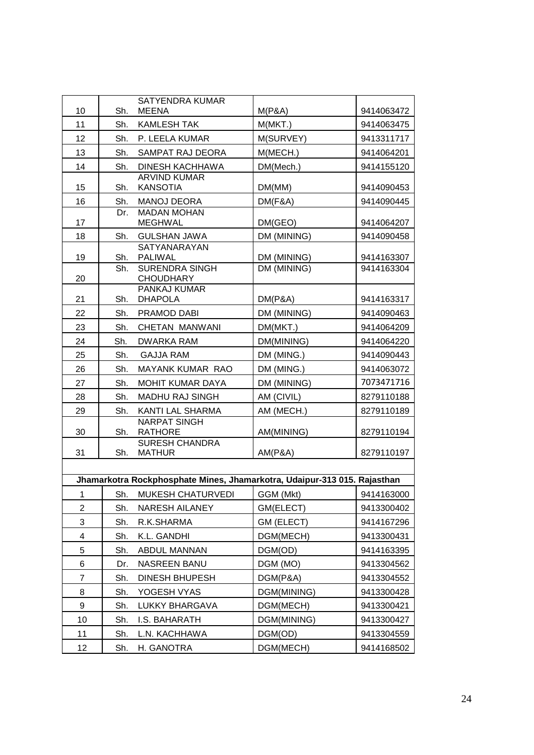| | | | | |
|---|---|---|---|---|
| 10 | Sh. | SATYENDRA KUMAR MEENA | M(P&A) | 9414063472 |
| 11 | Sh. | KAMLESH TAK | M(MKT.) | 9414063475 |
| 12 | Sh. | P. LEELA KUMAR | M(SURVEY) | 9413311717 |
| 13 | Sh. | SAMPAT RAJ DEORA | M(MECH.) | 9414064201 |
| 14 | Sh. | DINESH KACHHAWA | DM(Mech.) | 9414155120 |
| 15 | Sh. | ARVIND KUMAR KANSOTIA | DM(MM) | 9414090453 |
| 16 | Sh. | MANOJ DEORA | DM(F&A) | 9414090445 |
| 17 | Dr. | MADAN MOHAN MEGHWAL | DM(GEO) | 9414064207 |
| 18 | Sh. | GULSHAN JAWA | DM (MINING) | 9414090458 |
| 19 | Sh. | SATYANARAYAN PALIWAL | DM (MINING) | 9414163307 |
| 20 | Sh. | SURENDRA SINGH CHOUDHARY | DM (MINING) | 9414163304 |
| 21 | Sh. | PANKAJ KUMAR DHAPOLA | DM(P&A) | 9414163317 |
| 22 | Sh. | PRAMOD DABI | DM (MINING) | 9414090463 |
| 23 | Sh. | CHETAN MANWANI | DM(MKT.) | 9414064209 |
| 24 | Sh. | DWARKA RAM | DM(MINING) | 9414064220 |
| 25 | Sh. | GAJJA RAM | DM (MING.) | 9414090443 |
| 26 | Sh. | MAYANK KUMAR RAO | DM (MING.) | 9414063072 |
| 27 | Sh. | MOHIT KUMAR DAYA | DM (MINING) | 7073471716 |
| 28 | Sh. | MADHU RAJ SINGH | AM (CIVIL) | 8279110188 |
| 29 | Sh. | KANTI LAL SHARMA | AM (MECH.) | 8279110189 |
| 30 | Sh. | NARPAT SINGH RATHORE | AM(MINING) | 8279110194 |
| 31 | Sh. | SURESH CHANDRA MATHUR | AM(P&A) | 8279110197 |
| | | | | |
| **Jhamarkotra Rockphosphate Mines, Jhamarkotra, Udaipur-313 015. Rajasthan** | | | | |
| 1 | Sh. | MUKESH CHATURVEDI | GGM (Mkt) | 9414163000 |
| 2 | Sh. | NARESH AILANEY | GM(ELECT) | 9413300402 |
| 3 | Sh. | R.K.SHARMA | GM (ELECT) | 9414167296 |
| 4 | Sh. | K.L. GANDHI | DGM(MECH) | 9413300431 |
| 5 | Sh. | ABDUL MANNAN | DGM(OD) | 9414163395 |
| 6 | Dr. | NASREEN BANU | DGM (MO) | 9413304562 |
| 7 | Sh. | DINESH BHUPESH | DGM(P&A) | 9413304552 |
| 8 | Sh. | YOGESH VYAS | DGM(MINING) | 9413300428 |
| 9 | Sh. | LUKKY BHARGAVA | DGM(MECH) | 9413300421 |
| 10 | Sh. | I.S. BAHARATH | DGM(MINING) | 9413300427 |
| 11 | Sh. | L.N. KACHHAWA | DGM(OD) | 9413304559 |
| 12 | Sh. | H. GANOTRA | DGM(MECH) | 9414168502 |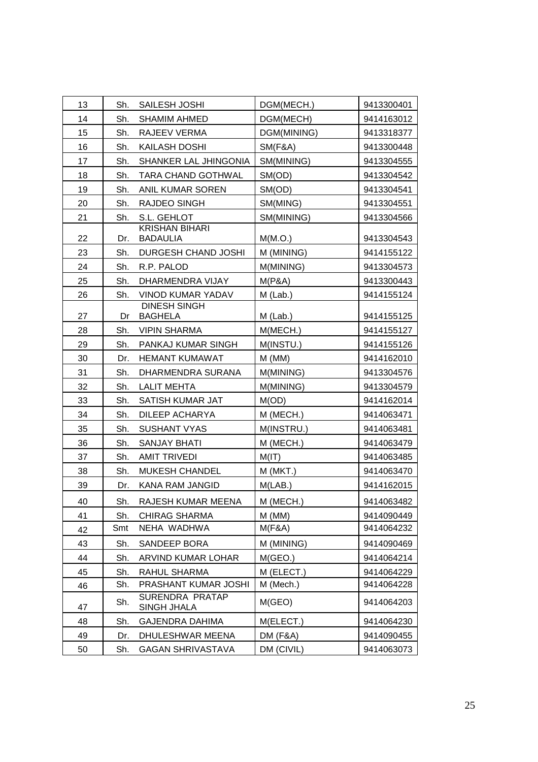| | | | | |
|---|---|---|---|---|
| 13 | Sh. | SAILESH JOSHI | DGM(MECH.) | 9413300401 |
| 14 | Sh. | SHAMIM AHMED | DGM(MECH) | 9414163012 |
| 15 | Sh. | RAJEEV VERMA | DGM(MINING) | 9413318377 |
| 16 | Sh. | KAILASH DOSHI | SM(F&A) | 9413300448 |
| 17 | Sh. | SHANKER LAL JHINGONIA | SM(MINING) | 9413304555 |
| 18 | Sh. | TARA CHAND GOTHWAL | SM(OD) | 9413304542 |
| 19 | Sh. | ANIL KUMAR SOREN | SM(OD) | 9413304541 |
| 20 | Sh. | RAJDEO SINGH | SM(MING) | 9413304551 |
| 21 | Sh. | S.L. GEHLOT | SM(MINING) | 9413304566 |
| 22 | Dr. | KRISHAN BIHARI BADAULIA | M(M.O.) | 9413304543 |
| 23 | Sh. | DURGESH CHAND JOSHI | M (MINING) | 9414155122 |
| 24 | Sh. | R.P. PALOD | M(MINING) | 9413304573 |
| 25 | Sh. | DHARMENDRA VIJAY | M(P&A) | 9413300443 |
| 26 | Sh. | VINOD KUMAR YADAV | M (Lab.) | 9414155124 |
| 27 | Dr | DINESH SINGH BAGHELA | M (Lab.) | 9414155125 |
| 28 | Sh. | VIPIN SHARMA | M(MECH.) | 9414155127 |
| 29 | Sh. | PANKAJ KUMAR SINGH | M(INSTU.) | 9414155126 |
| 30 | Dr. | HEMANT KUMAWAT | M (MM) | 9414162010 |
| 31 | Sh. | DHARMENDRA SURANA | M(MINING) | 9413304576 |
| 32 | Sh. | LALIT MEHTA | M(MINING) | 9413304579 |
| 33 | Sh. | SATISH KUMAR JAT | M(OD) | 9414162014 |
| 34 | Sh. | DILEEP ACHARYA | M (MECH.) | 9414063471 |
| 35 | Sh. | SUSHANT VYAS | M(INSTRU.) | 9414063481 |
| 36 | Sh. | SANJAY BHATI | M (MECH.) | 9414063479 |
| 37 | Sh. | AMIT TRIVEDI | M(IT) | 9414063485 |
| 38 | Sh. | MUKESH CHANDEL | M (MKT.) | 9414063470 |
| 39 | Dr. | KANA RAM JANGID | M(LAB.) | 9414162015 |
| 40 | Sh. | RAJESH KUMAR MEENA | M (MECH.) | 9414063482 |
| 41 | Sh. | CHIRAG SHARMA | M (MM) | 9414090449 |
| 42 | Smt | NEHA WADHWA | M(F&A) | 9414064232 |
| 43 | Sh. | SANDEEP BORA | M (MINING) | 9414090469 |
| 44 | Sh. | ARVIND KUMAR LOHAR | M(GEO.) | 9414064214 |
| 45 | Sh. | RAHUL SHARMA | M (ELECT.) | 9414064229 |
| 46 | Sh. | PRASHANT KUMAR JOSHI | M (Mech.) | 9414064228 |
| 47 | Sh. | SURENDRA PRATAP SINGH JHALA | M(GEO) | 9414064203 |
| 48 | Sh. | GAJENDRA DAHIMA | M(ELECT.) | 9414064230 |
| 49 | Dr. | DHULESHWAR MEENA | DM (F&A) | 9414090455 |
| 50 | Sh. | GAGAN SHRIVASTAVA | DM (CIVIL) | 9414063073 |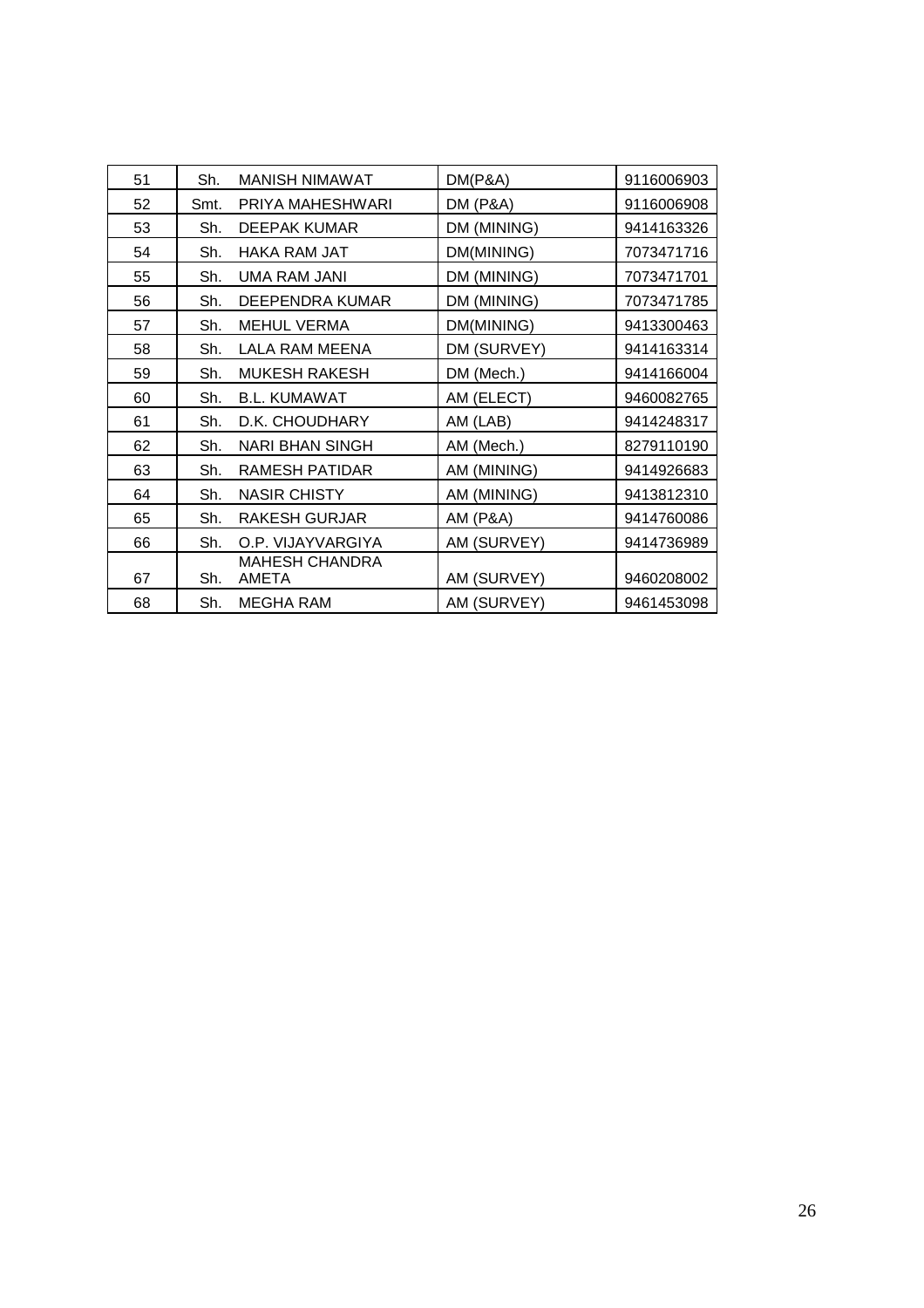| | | | | |
|---|---|---|---|---|
| 51 | Sh. | MANISH NIMAWAT | DM(P&A) | 9116006903 |
| 52 | Smt. | PRIYA MAHESHWARI | DM (P&A) | 9116006908 |
| 53 | Sh. | DEEPAK KUMAR | DM (MINING) | 9414163326 |
| 54 | Sh. | HAKA RAM JAT | DM(MINING) | 7073471716 |
| 55 | Sh. | UMA RAM JANI | DM (MINING) | 7073471701 |
| 56 | Sh. | DEEPENDRA KUMAR | DM (MINING) | 7073471785 |
| 57 | Sh. | MEHUL VERMA | DM(MINING) | 9413300463 |
| 58 | Sh. | LALA RAM MEENA | DM (SURVEY) | 9414163314 |
| 59 | Sh. | MUKESH RAKESH | DM (Mech.) | 9414166004 |
| 60 | Sh. | B.L. KUMAWAT | AM (ELECT) | 9460082765 |
| 61 | Sh. | D.K. CHOUDHARY | AM (LAB) | 9414248317 |
| 62 | Sh. | NARI BHAN SINGH | AM (Mech.) | 8279110190 |
| 63 | Sh. | RAMESH PATIDAR | AM (MINING) | 9414926683 |
| 64 | Sh. | NASIR CHISTY | AM (MINING) | 9413812310 |
| 65 | Sh. | RAKESH GURJAR | AM (P&A) | 9414760086 |
| 66 | Sh. | O.P. VIJAYVARGIYA | AM (SURVEY) | 9414736989 |
| 67 | Sh. | MAHESH CHANDRA AMETA | AM (SURVEY) | 9460208002 |
| 68 | Sh. | MEGHA RAM | AM (SURVEY) | 9461453098 |